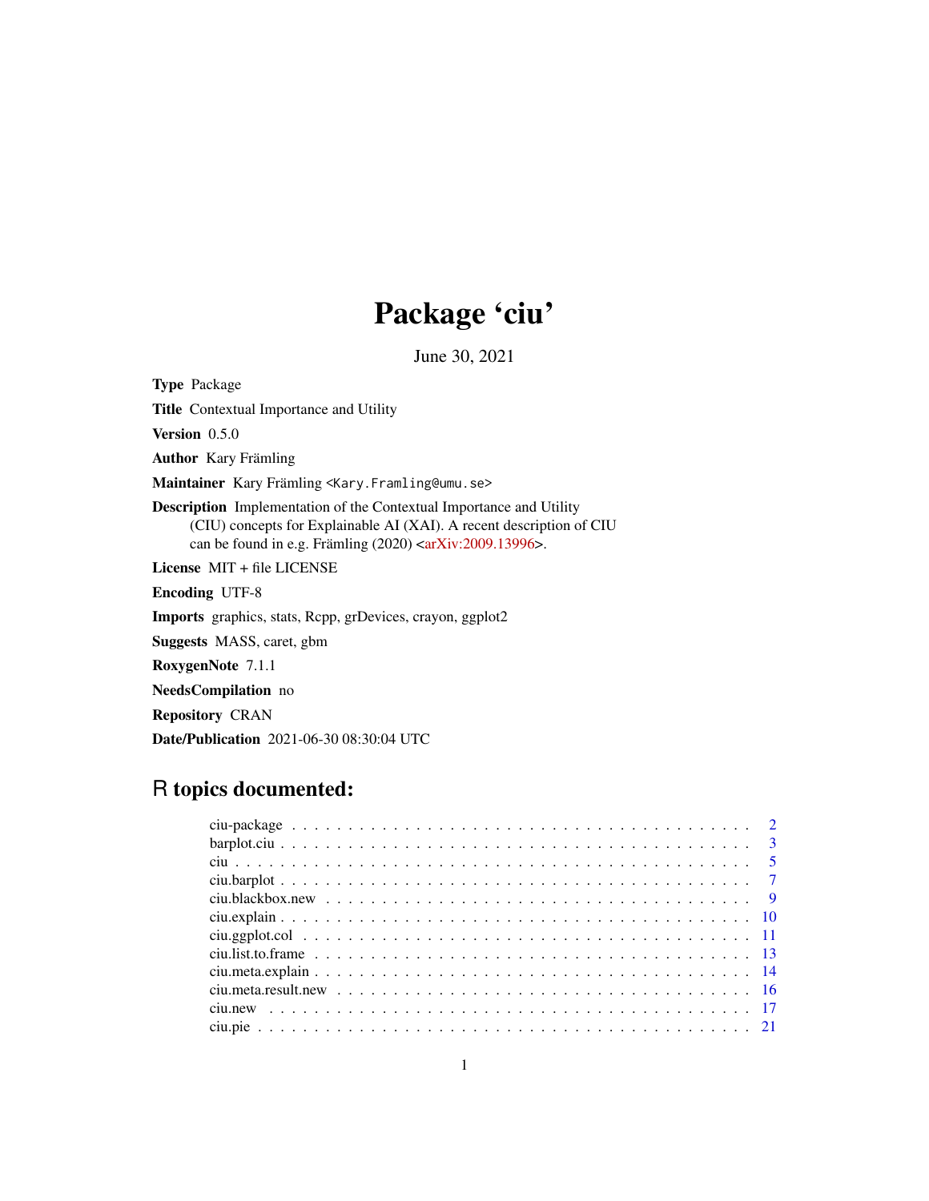# Package 'ciu'

June 30, 2021

**Type** Package

**Title** Contextual Importance and Utility

**Version** 0.5.0

**Author** Kary Främling

**Maintainer** Kary Främling <Kary.Framling@umu.se>

**Description** Implementation of the Contextual Importance and Utility (CIU) concepts for Explainable AI (XAI). A recent description of CIU can be found in e.g. Främling (2020) <arXiv:2009.13996>.

**License** MIT + file LICENSE

**Encoding** UTF-8

**Imports** graphics, stats, Rcpp, grDevices, crayon, ggplot2

**Suggests** MASS, caret, gbm

**RoxygenNote** 7.1.1

**NeedsCompilation** no

**Repository** CRAN

**Date/Publication** 2021-06-30 08:30:04 UTC

## R topics documented:

| | |
|---|---|
| ciu-package | 2 |
| barplot.ciu | 3 |
| ciu | 5 |
| ciu.barplot | 7 |
| ciu.blackbox.new | 9 |
| ciu.explain | 10 |
| ciu.ggplot.col | 11 |
| ciu.list.to.frame | 13 |
| ciu.meta.explain | 14 |
| ciu.meta.result.new | 16 |
| ciu.new | 17 |
| ciu.pie | 21 |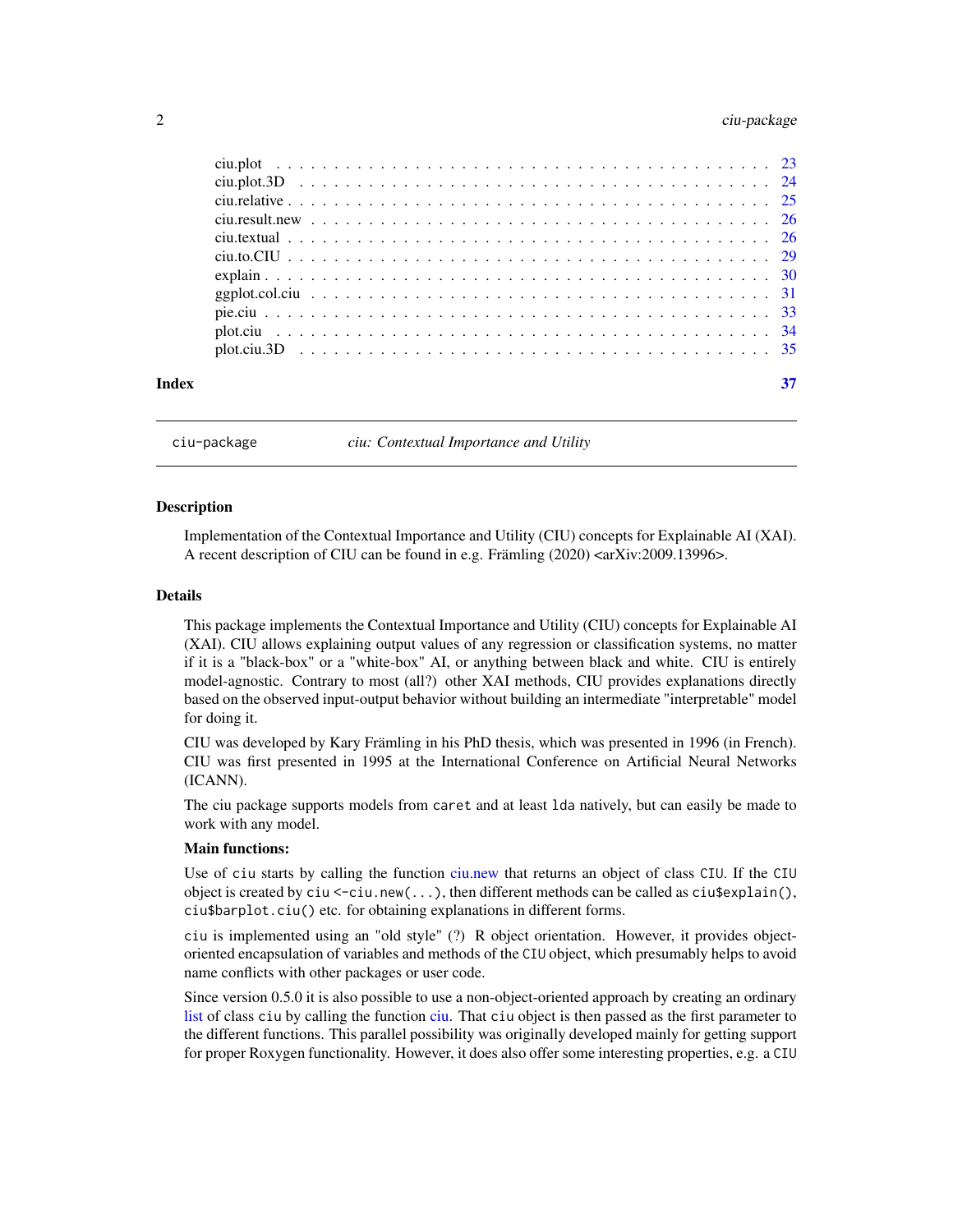| | |
|---|---|
| ciu.plot | 23 |
| ciu.plot.3D | 24 |
| ciu.relative | 25 |
| ciu.result.new | 26 |
| ciu.textual | 26 |
| ciu.to.CIU | 29 |
| explain | 30 |
| ggplot.col.ciu | 31 |
| pie.ciu | 33 |
| plot.ciu | 34 |
| plot.ciu.3D | 35 |

**Index** **37**

---

`ciu-package` *ciu: Contextual Importance and Utility*

---

### Description

Implementation of the Contextual Importance and Utility (CIU) concepts for Explainable AI (XAI). A recent description of CIU can be found in e.g. Främling (2020) <arXiv:2009.13996>.

### Details

This package implements the Contextual Importance and Utility (CIU) concepts for Explainable AI (XAI). CIU allows explaining output values of any regression or classification systems, no matter if it is a "black-box" or a "white-box" AI, or anything between black and white. CIU is entirely model-agnostic. Contrary to most (all?) other XAI methods, CIU provides explanations directly based on the observed input-output behavior without building an intermediate "interpretable" model for doing it.

CIU was developed by Kary Främling in his PhD thesis, which was presented in 1996 (in French). CIU was first presented in 1995 at the International Conference on Artificial Neural Networks (ICANN).

The ciu package supports models from `caret` and at least `lda` natively, but can easily be made to work with any model.

**Main functions:**

Use of `ciu` starts by calling the function ciu.new that returns an object of class `CIU`. If the `CIU` object is created by `ciu <-ciu.new(...)`, then different methods can be called as `ciu$explain()`, `ciu$barplot.ciu()` etc. for obtaining explanations in different forms.

`ciu` is implemented using an "old style" (?) R object orientation. However, it provides object-oriented encapsulation of variables and methods of the `CIU` object, which presumably helps to avoid name conflicts with other packages or user code.

Since version 0.5.0 it is also possible to use a non-object-oriented approach by creating an ordinary list of class `ciu` by calling the function ciu. That `ciu` object is then passed as the first parameter to the different functions. This parallel possibility was originally developed mainly for getting support for proper Roxygen functionality. However, it does also offer some interesting properties, e.g. a `CIU`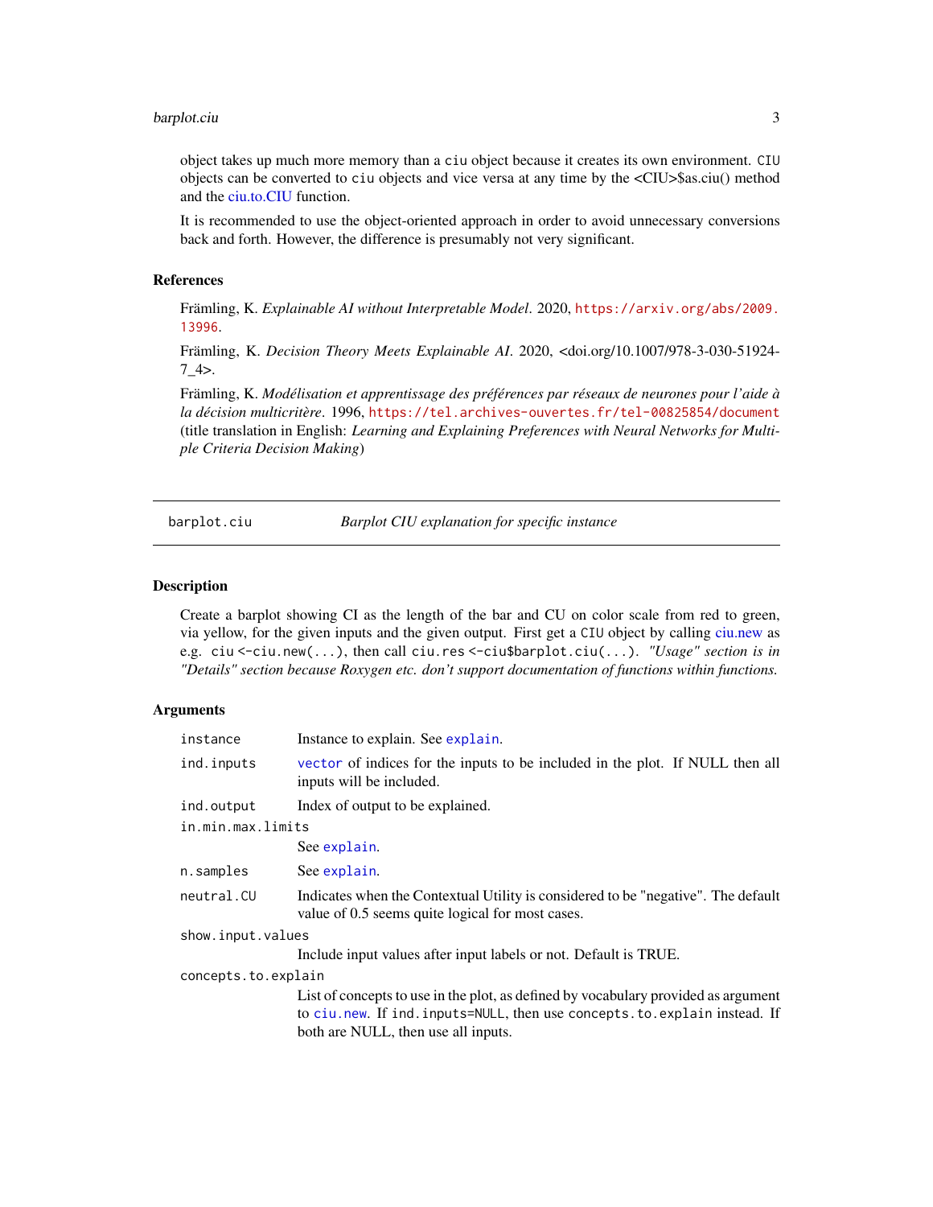object takes up much more memory than a `ciu` object because it creates its own environment. `CIU` objects can be converted to `ciu` objects and vice versa at any time by the <CIU>$as.ciu() method and the ciu.to.CIU function.

It is recommended to use the object-oriented approach in order to avoid unnecessary conversions back and forth. However, the difference is presumably not very significant.

### References

Främling, K. *Explainable AI without Interpretable Model*. 2020, https://arxiv.org/abs/2009.13996.

Främling, K. *Decision Theory Meets Explainable AI*. 2020, <doi.org/10.1007/978-3-030-51924-7_4>.

Främling, K. *Modélisation et apprentissage des préférences par réseaux de neurones pour l'aide à la décision multicritère*. 1996, https://tel.archives-ouvertes.fr/tel-00825854/document (title translation in English: *Learning and Explaining Preferences with Neural Networks for Multiple Criteria Decision Making*)

---

## barplot.ciu — *Barplot CIU explanation for specific instance*

### Description

Create a barplot showing CI as the length of the bar and CU on color scale from red to green, via yellow, for the given inputs and the given output. First get a `CIU` object by calling ciu.new as e.g. `ciu <-ciu.new(...)`, then call `ciu.res <-ciu$barplot.ciu(...)`. *"Usage" section is in "Details" section because Roxygen etc. don't support documentation of functions within functions.*

### Arguments

| | |
|---|---|
| `instance` | Instance to explain. See `explain`. |
| `ind.inputs` | `vector` of indices for the inputs to be included in the plot. If NULL then all inputs will be included. |
| `ind.output` | Index of output to be explained. |
| `in.min.max.limits` | See `explain`. |
| `n.samples` | See `explain`. |
| `neutral.CU` | Indicates when the Contextual Utility is considered to be "negative". The default value of 0.5 seems quite logical for most cases. |
| `show.input.values` | Include input values after input labels or not. Default is TRUE. |
| `concepts.to.explain` | List of concepts to use in the plot, as defined by vocabulary provided as argument to `ciu.new`. If `ind.inputs=NULL`, then use `concepts.to.explain` instead. If both are NULL, then use all inputs. |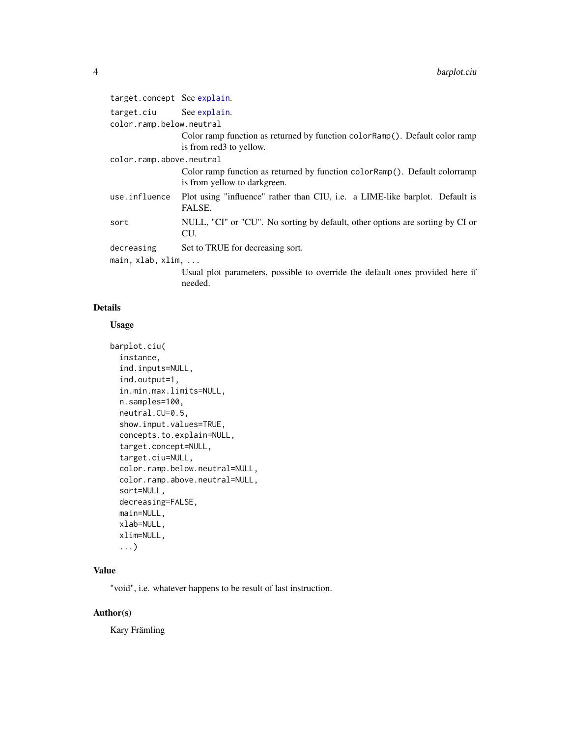| | |
|---|---|
| `target.concept` | See explain. |
| `target.ciu` | See explain. |
| `color.ramp.below.neutral` | Color ramp function as returned by function `colorRamp()`. Default color ramp is from red3 to yellow. |
| `color.ramp.above.neutral` | Color ramp function as returned by function `colorRamp()`. Default colorramp is from yellow to darkgreen. |
| `use.influence` | Plot using "influence" rather than CIU, i.e. a LIME-like barplot. Default is FALSE. |
| `sort` | NULL, "CI" or "CU". No sorting by default, other options are sorting by CI or CU. |
| `decreasing` | Set to TRUE for decreasing sort. |
| `main, xlab, xlim, ...` | Usual plot parameters, possible to override the default ones provided here if needed. |

## Details

### Usage

```
barplot.ciu(
  instance,
  ind.inputs=NULL,
  ind.output=1,
  in.min.max.limits=NULL,
  n.samples=100,
  neutral.CU=0.5,
  show.input.values=TRUE,
  concepts.to.explain=NULL,
  target.concept=NULL,
  target.ciu=NULL,
  color.ramp.below.neutral=NULL,
  color.ramp.above.neutral=NULL,
  sort=NULL,
  decreasing=FALSE,
  main=NULL,
  xlab=NULL,
  xlim=NULL,
  ...)
```

## Value

"void", i.e. whatever happens to be result of last instruction.

## Author(s)

Kary Främling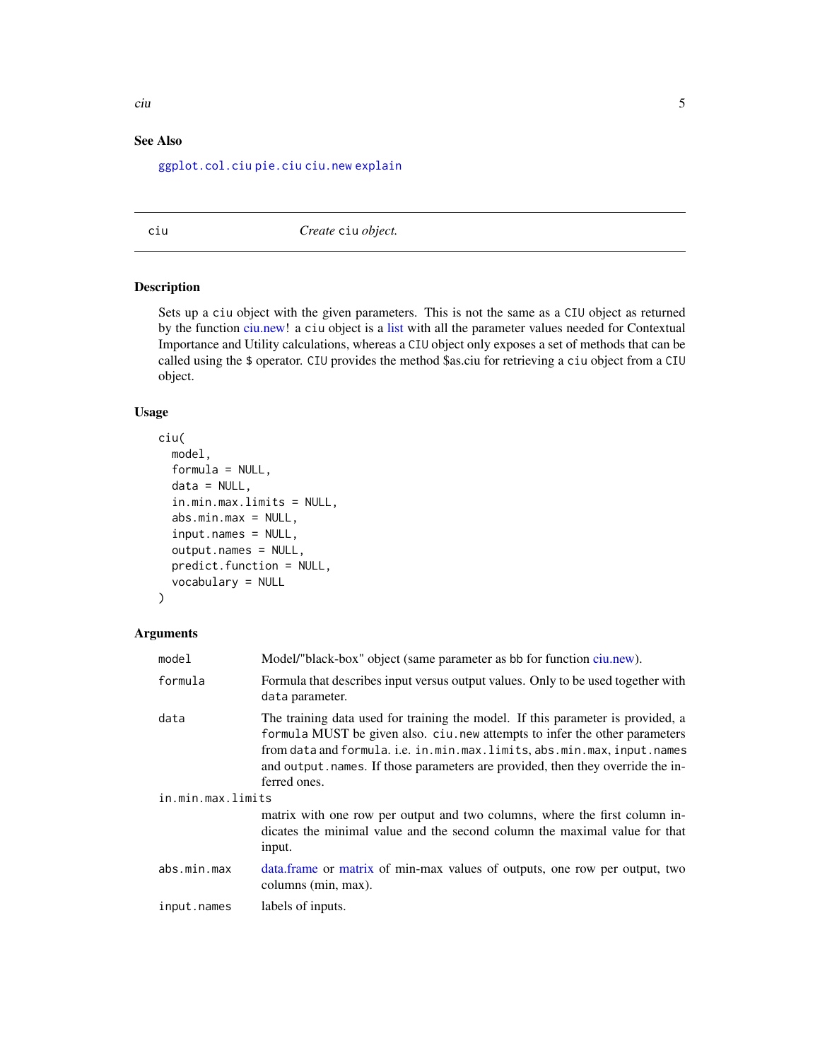## See Also

`ggplot.col.ciu` `pie.ciu` `ciu.new` `explain`

---

## ciu — *Create* `ciu` *object.*

### Description

Sets up a `ciu` object with the given parameters. This is not the same as a `CIU` object as returned by the function ciu.new! a `ciu` object is a list with all the parameter values needed for Contextual Importance and Utility calculations, whereas a `CIU` object only exposes a set of methods that can be called using the `$` operator. `CIU` provides the method $as.ciu for retrieving a `ciu` object from a `CIU` object.

### Usage

```
ciu(
  model,
  formula = NULL,
  data = NULL,
  in.min.max.limits = NULL,
  abs.min.max = NULL,
  input.names = NULL,
  output.names = NULL,
  predict.function = NULL,
  vocabulary = NULL
)
```

### Arguments

| | |
|---|---|
| `model` | Model/"black-box" object (same parameter as bb for function ciu.new). |
| `formula` | Formula that describes input versus output values. Only to be used together with `data` parameter. |
| `data` | The training data used for training the model. If this parameter is provided, a `formula` MUST be given also. `ciu.new` attempts to infer the other parameters from `data` and `formula`. i.e. `in.min.max.limits`, `abs.min.max`, `input.names` and `output.names`. If those parameters are provided, then they override the inferred ones. |
| `in.min.max.limits` | matrix with one row per output and two columns, where the first column indicates the minimal value and the second column the maximal value for that input. |
| `abs.min.max` | data.frame or matrix of min-max values of outputs, one row per output, two columns (min, max). |
| `input.names` | labels of inputs. |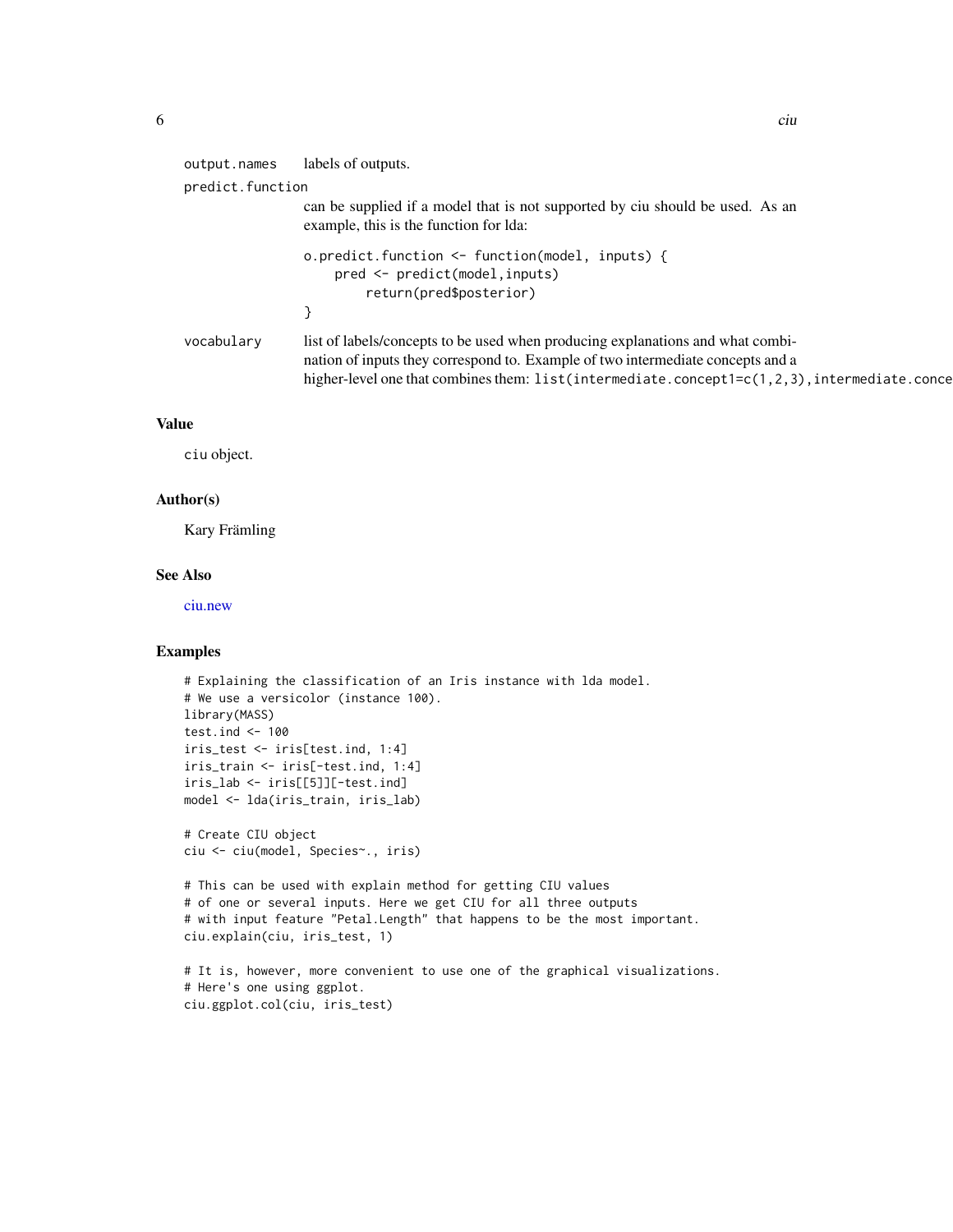output.names labels of outputs.

predict.function
can be supplied if a model that is not supported by ciu should be used. As an example, this is the function for lda:

```
o.predict.function <- function(model, inputs) {
    pred <- predict(model,inputs)
        return(pred$posterior)
}
```

vocabulary list of labels/concepts to be used when producing explanations and what combination of inputs they correspond to. Example of two intermediate concepts and a higher-level one that combines them: `list(intermediate.concept1=c(1,2,3),intermediate.conce`

## Value

ciu object.

## Author(s)

Kary Främling

## See Also

ciu.new

## Examples

```
# Explaining the classification of an Iris instance with lda model.
# We use a versicolor (instance 100).
library(MASS)
test.ind <- 100
iris_test <- iris[test.ind, 1:4]
iris_train <- iris[-test.ind, 1:4]
iris_lab <- iris[[5]][-test.ind]
model <- lda(iris_train, iris_lab)

# Create CIU object
ciu <- ciu(model, Species~., iris)

# This can be used with explain method for getting CIU values
# of one or several inputs. Here we get CIU for all three outputs
# with input feature "Petal.Length" that happens to be the most important.
ciu.explain(ciu, iris_test, 1)

# It is, however, more convenient to use one of the graphical visualizations.
# Here's one using ggplot.
ciu.ggplot.col(ciu, iris_test)
```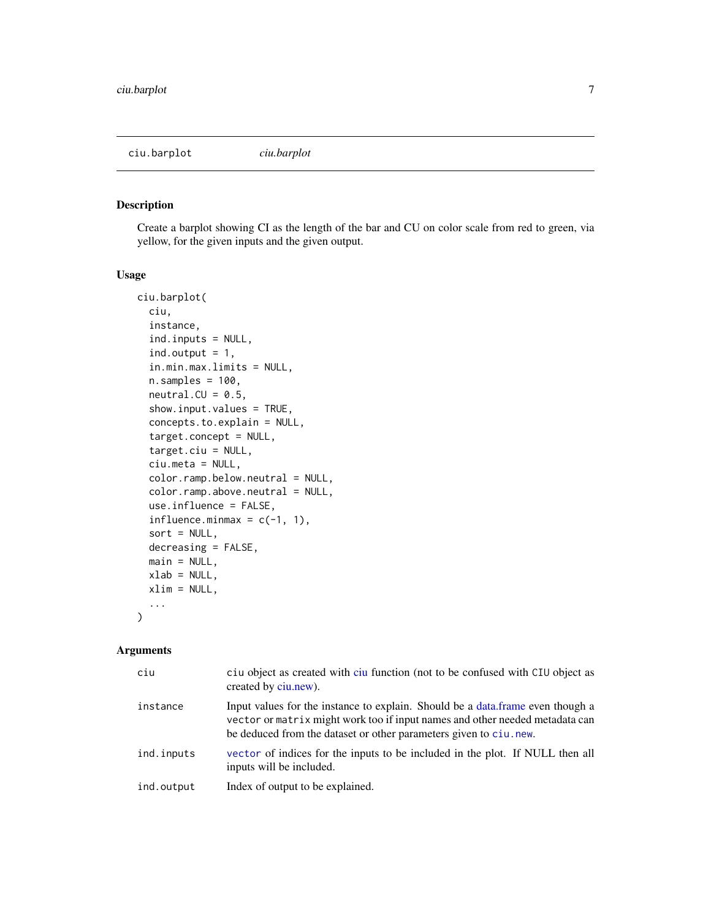ciu.barplot    *ciu.barplot*

## Description

Create a barplot showing CI as the length of the bar and CU on color scale from red to green, via yellow, for the given inputs and the given output.

## Usage

```
ciu.barplot(
  ciu,
  instance,
  ind.inputs = NULL,
  ind.output = 1,
  in.min.max.limits = NULL,
  n.samples = 100,
  neutral.CU = 0.5,
  show.input.values = TRUE,
  concepts.to.explain = NULL,
  target.concept = NULL,
  target.ciu = NULL,
  ciu.meta = NULL,
  color.ramp.below.neutral = NULL,
  color.ramp.above.neutral = NULL,
  use.influence = FALSE,
  influence.minmax = c(-1, 1),
  sort = NULL,
  decreasing = FALSE,
  main = NULL,
  xlab = NULL,
  xlim = NULL,
  ...
)
```

## Arguments

| | |
|---|---|
| `ciu` | `ciu` object as created with ciu function (not to be confused with `CIU` object as created by ciu.new). |
| `instance` | Input values for the instance to explain. Should be a data.frame even though a `vector` or `matrix` might work too if input names and other needed metadata can be deduced from the dataset or other parameters given to `ciu.new`. |
| `ind.inputs` | `vector` of indices for the inputs to be included in the plot. If NULL then all inputs will be included. |
| `ind.output` | Index of output to be explained. |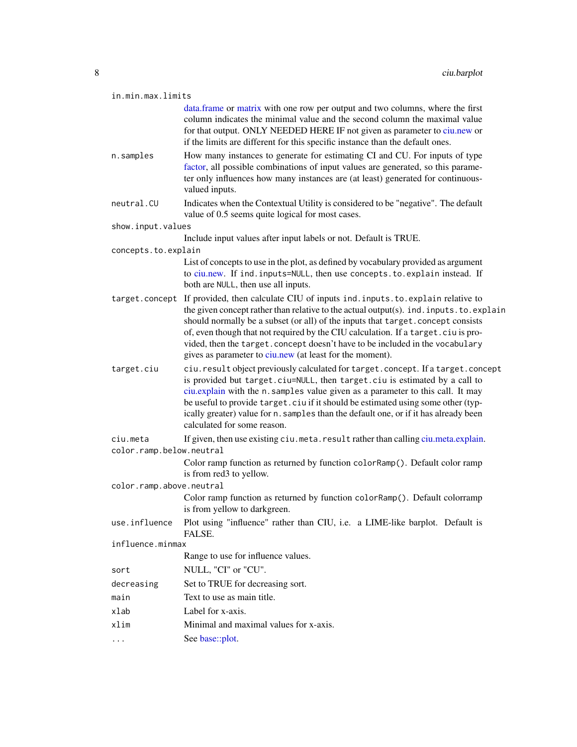`in.min.max.limits`
: data.frame or matrix with one row per output and two columns, where the first column indicates the minimal value and the second column the maximal value for that output. ONLY NEEDED HERE IF not given as parameter to ciu.new or if the limits are different for this specific instance than the default ones.

`n.samples`
: How many instances to generate for estimating CI and CU. For inputs of type factor, all possible combinations of input values are generated, so this parameter only influences how many instances are (at least) generated for continuous-valued inputs.

`neutral.CU`
: Indicates when the Contextual Utility is considered to be "negative". The default value of 0.5 seems quite logical for most cases.

`show.input.values`
: Include input values after input labels or not. Default is TRUE.

`concepts.to.explain`
: List of concepts to use in the plot, as defined by vocabulary provided as argument to ciu.new. If `ind.inputs=NULL`, then use `concepts.to.explain` instead. If both are `NULL`, then use all inputs.

`target.concept`
: If provided, then calculate CIU of inputs `ind.inputs.to.explain` relative to the given concept rather than relative to the actual output(s). `ind.inputs.to.explain` should normally be a subset (or all) of the inputs that `target.concept` consists of, even though that not required by the CIU calculation. If a `target.ciu` is provided, then the `target.concept` doesn't have to be included in the `vocabulary` gives as parameter to ciu.new (at least for the moment).

`target.ciu`
: `ciu.result` object previously calculated for `target.concept`. If a `target.concept` is provided but `target.ciu=NULL`, then `target.ciu` is estimated by a call to ciu.explain with the `n.samples` value given as a parameter to this call. It may be useful to provide `target.ciu` if it should be estimated using some other (typically greater) value for `n.samples` than the default one, or if it has already been calculated for some reason.

`ciu.meta`
: If given, then use existing `ciu.meta.result` rather than calling ciu.meta.explain.

`color.ramp.below.neutral`
: Color ramp function as returned by function `colorRamp()`. Default color ramp is from red3 to yellow.

`color.ramp.above.neutral`
: Color ramp function as returned by function `colorRamp()`. Default colorramp is from yellow to darkgreen.

`use.influence`
: Plot using "influence" rather than CIU, i.e. a LIME-like barplot. Default is FALSE.

`influence.minmax`
: Range to use for influence values.

`sort`
: NULL, "CI" or "CU".

`decreasing`
: Set to TRUE for decreasing sort.

`main`
: Text to use as main title.

`xlab`
: Label for x-axis.

`xlim`
: Minimal and maximal values for x-axis.

`...`
: See base::plot.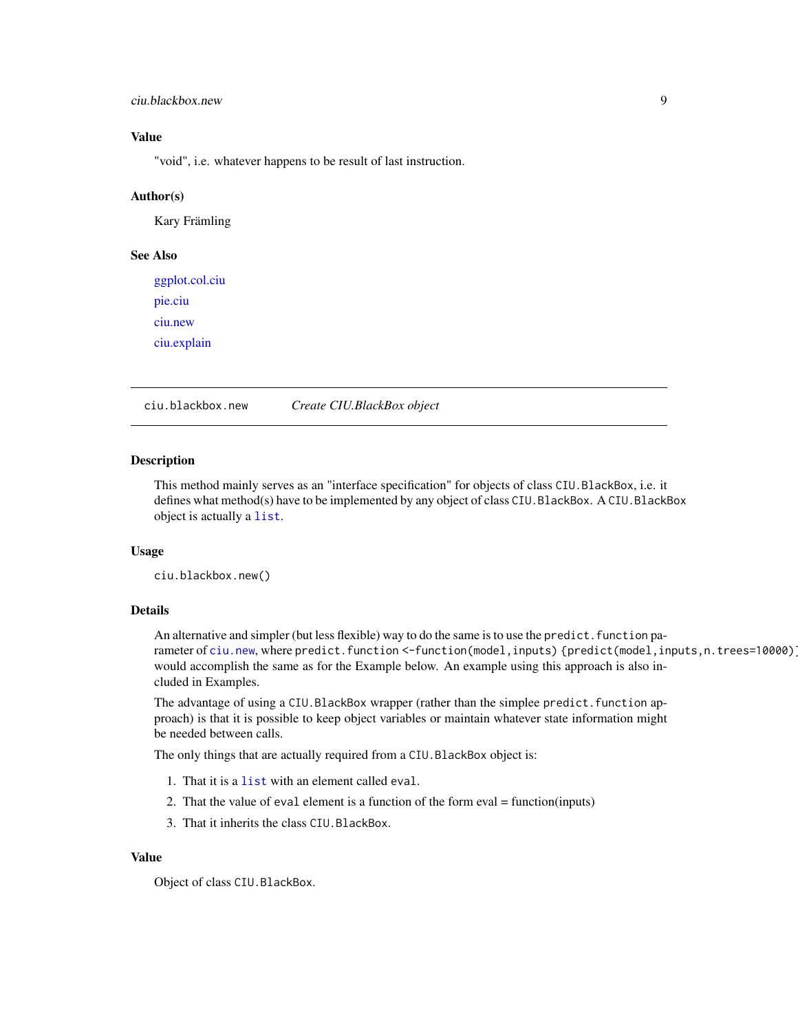### Value

"void", i.e. whatever happens to be result of last instruction.

### Author(s)

Kary Främling

### See Also

ggplot.col.ciu

pie.ciu

ciu.new

ciu.explain

---

## ciu.blackbox.new *Create CIU.BlackBox object*

---

### Description

This method mainly serves as an "interface specification" for objects of class `CIU.BlackBox`, i.e. it defines what method(s) have to be implemented by any object of class `CIU.BlackBox`. A `CIU.BlackBox` object is actually a `list`.

### Usage

```
ciu.blackbox.new()
```

### Details

An alternative and simpler (but less flexible) way to do the same is to use the `predict.function` parameter of `ciu.new`, where `predict.function <-function(model,inputs) {predict(model,inputs,n.trees=10000)}` would accomplish the same as for the Example below. An example using this approach is also included in Examples.

The advantage of using a `CIU.BlackBox` wrapper (rather than the simplee `predict.function` approach) is that it is possible to keep object variables or maintain whatever state information might be needed between calls.

The only things that are actually required from a `CIU.BlackBox` object is:

1. That it is a `list` with an element called `eval`.
2. That the value of `eval` element is a function of the form eval = function(inputs)
3. That it inherits the class `CIU.BlackBox`.

### Value

Object of class `CIU.BlackBox`.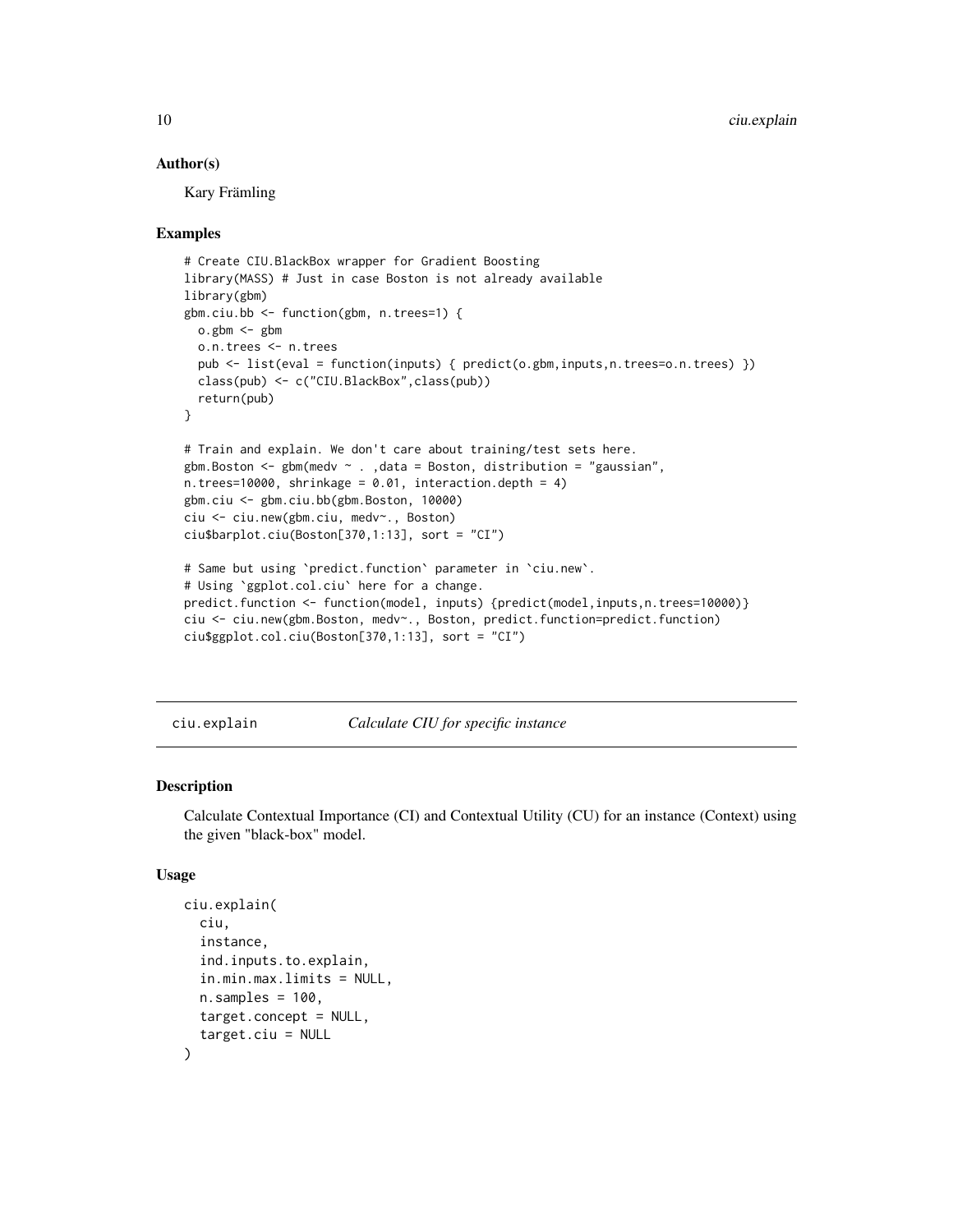### Author(s)

Kary Främling

### Examples

```
# Create CIU.BlackBox wrapper for Gradient Boosting
library(MASS) # Just in case Boston is not already available
library(gbm)
gbm.ciu.bb <- function(gbm, n.trees=1) {
  o.gbm <- gbm
  o.n.trees <- n.trees
  pub <- list(eval = function(inputs) { predict(o.gbm,inputs,n.trees=o.n.trees) })
  class(pub) <- c("CIU.BlackBox",class(pub))
  return(pub)
}

# Train and explain. We don't care about training/test sets here.
gbm.Boston <- gbm(medv ~ . ,data = Boston, distribution = "gaussian",
n.trees=10000, shrinkage = 0.01, interaction.depth = 4)
gbm.ciu <- gbm.ciu.bb(gbm.Boston, 10000)
ciu <- ciu.new(gbm.ciu, medv~., Boston)
ciu$barplot.ciu(Boston[370,1:13], sort = "CI")

# Same but using `predict.function` parameter in `ciu.new`.
# Using `ggplot.col.ciu` here for a change.
predict.function <- function(model, inputs) {predict(model,inputs,n.trees=10000)}
ciu <- ciu.new(gbm.Boston, medv~., Boston, predict.function=predict.function)
ciu$ggplot.col.ciu(Boston[370,1:13], sort = "CI")
```

---

## ciu.explain — *Calculate CIU for specific instance*

### Description

Calculate Contextual Importance (CI) and Contextual Utility (CU) for an instance (Context) using the given "black-box" model.

### Usage

```
ciu.explain(
  ciu,
  instance,
  ind.inputs.to.explain,
  in.min.max.limits = NULL,
  n.samples = 100,
  target.concept = NULL,
  target.ciu = NULL
)
```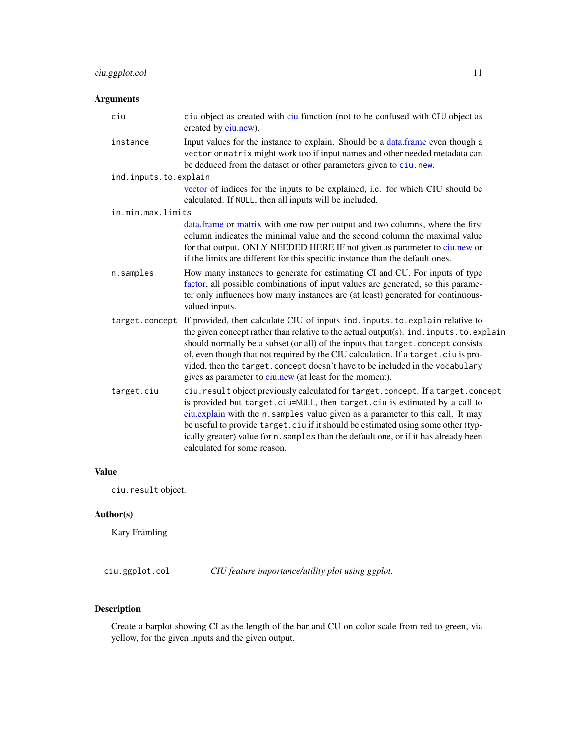## Arguments

**ciu**
`ciu` object as created with ciu function (not to be confused with `CIU` object as created by ciu.new).

**instance**
Input values for the instance to explain. Should be a data.frame even though a `vector` or `matrix` might work too if input names and other needed metadata can be deduced from the dataset or other parameters given to `ciu.new`.

**ind.inputs.to.explain**
vector of indices for the inputs to be explained, i.e. for which CIU should be calculated. If `NULL`, then all inputs will be included.

**in.min.max.limits**
data.frame or matrix with one row per output and two columns, where the first column indicates the minimal value and the second column the maximal value for that output. ONLY NEEDED HERE IF not given as parameter to ciu.new or if the limits are different for this specific instance than the default ones.

**n.samples**
How many instances to generate for estimating CI and CU. For inputs of type factor, all possible combinations of input values are generated, so this parameter only influences how many instances are (at least) generated for continuous-valued inputs.

**target.concept**
If provided, then calculate CIU of inputs `ind.inputs.to.explain` relative to the given concept rather than relative to the actual output(s). `ind.inputs.to.explain` should normally be a subset (or all) of the inputs that `target.concept` consists of, even though that not required by the CIU calculation. If a `target.ciu` is provided, then the `target.concept` doesn't have to be included in the `vocabulary` gives as parameter to ciu.new (at least for the moment).

**target.ciu**
`ciu.result` object previously calculated for `target.concept`. If a `target.concept` is provided but `target.ciu=NULL`, then `target.ciu` is estimated by a call to ciu.explain with the `n.samples` value given as a parameter to this call. It may be useful to provide `target.ciu` if it should be estimated using some other (typically greater) value for `n.samples` than the default one, or if it has already been calculated for some reason.

## Value

`ciu.result` object.

## Author(s)

Kary Främling

---

# ciu.ggplot.col — *CIU feature importance/utility plot using ggplot.*

## Description

Create a barplot showing CI as the length of the bar and CU on color scale from red to green, via yellow, for the given inputs and the given output.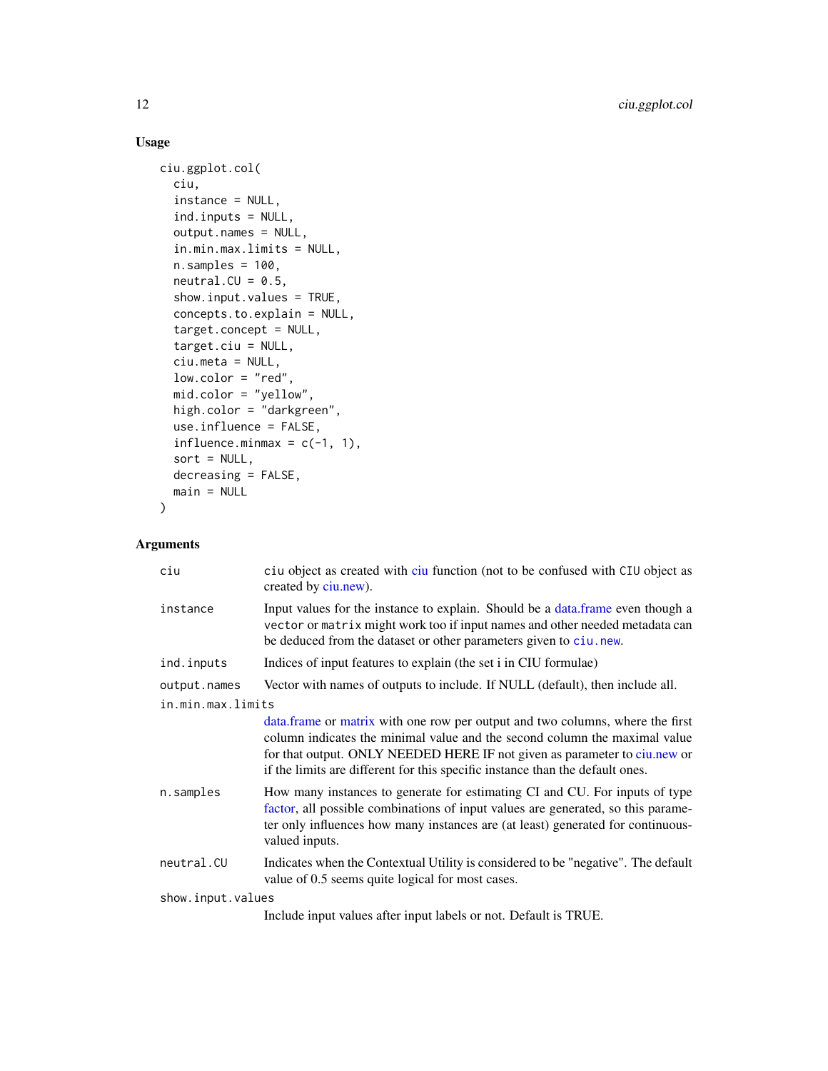## Usage

```
ciu.ggplot.col(
  ciu,
  instance = NULL,
  ind.inputs = NULL,
  output.names = NULL,
  in.min.max.limits = NULL,
  n.samples = 100,
  neutral.CU = 0.5,
  show.input.values = TRUE,
  concepts.to.explain = NULL,
  target.concept = NULL,
  target.ciu = NULL,
  ciu.meta = NULL,
  low.color = "red",
  mid.color = "yellow",
  high.color = "darkgreen",
  use.influence = FALSE,
  influence.minmax = c(-1, 1),
  sort = NULL,
  decreasing = FALSE,
  main = NULL
)
```

## Arguments

| Argument | Description |
|---|---|
| `ciu` | `ciu` object as created with ciu function (not to be confused with `CIU` object as created by ciu.new). |
| `instance` | Input values for the instance to explain. Should be a data.frame even though a `vector` or `matrix` might work too if input names and other needed metadata can be deduced from the dataset or other parameters given to `ciu.new`. |
| `ind.inputs` | Indices of input features to explain (the set i in CIU formulae) |
| `output.names` | Vector with names of outputs to include. If NULL (default), then include all. |
| `in.min.max.limits` | data.frame or matrix with one row per output and two columns, where the first column indicates the minimal value and the second column the maximal value for that output. ONLY NEEDED HERE IF not given as parameter to ciu.new or if the limits are different for this specific instance than the default ones. |
| `n.samples` | How many instances to generate for estimating CI and CU. For inputs of type factor, all possible combinations of input values are generated, so this parameter only influences how many instances are (at least) generated for continuous-valued inputs. |
| `neutral.CU` | Indicates when the Contextual Utility is considered to be "negative". The default value of 0.5 seems quite logical for most cases. |
| `show.input.values` | Include input values after input labels or not. Default is TRUE. |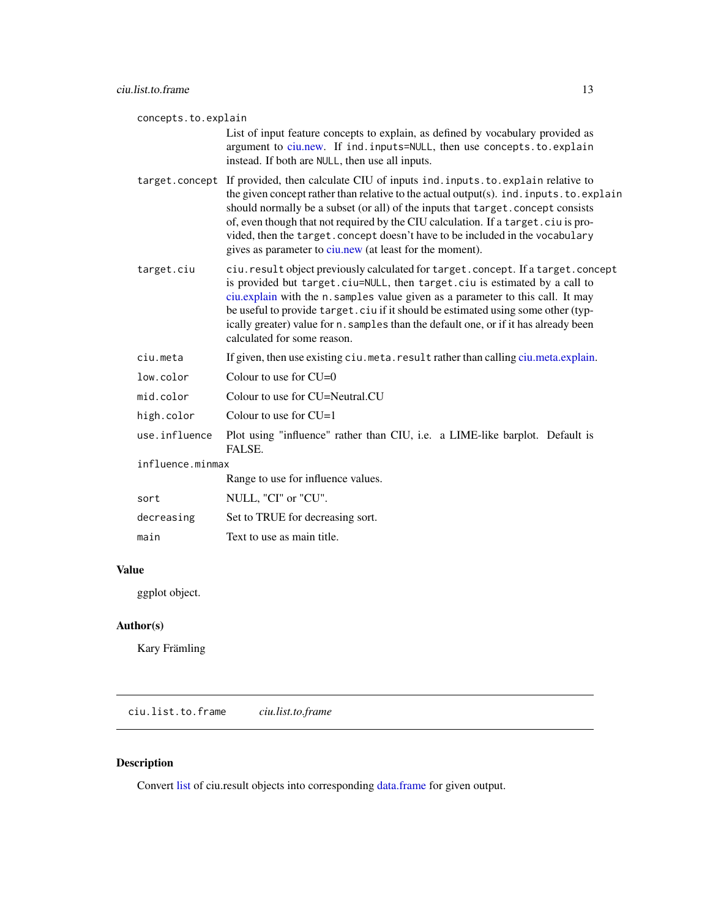| | |
|---|---|
| `concepts.to.explain` | List of input feature concepts to explain, as defined by vocabulary provided as argument to ciu.new. If `ind.inputs=NULL`, then use `concepts.to.explain` instead. If both are `NULL`, then use all inputs. |
| `target.concept` | If provided, then calculate CIU of inputs `ind.inputs.to.explain` relative to the given concept rather than relative to the actual output(s). `ind.inputs.to.explain` should normally be a subset (or all) of the inputs that `target.concept` consists of, even though that not required by the CIU calculation. If a `target.ciu` is provided, then the `target.concept` doesn't have to be included in the `vocabulary` gives as parameter to ciu.new (at least for the moment). |
| `target.ciu` | `ciu.result` object previously calculated for `target.concept`. If a `target.concept` is provided but `target.ciu=NULL`, then `target.ciu` is estimated by a call to ciu.explain with the `n.samples` value given as a parameter to this call. It may be useful to provide `target.ciu` if it should be estimated using some other (typically greater) value for `n.samples` than the default one, or if it has already been calculated for some reason. |
| `ciu.meta` | If given, then use existing `ciu.meta.result` rather than calling ciu.meta.explain. |
| `low.color` | Colour to use for CU=0 |
| `mid.color` | Colour to use for CU=Neutral.CU |
| `high.color` | Colour to use for CU=1 |
| `use.influence` | Plot using "influence" rather than CIU, i.e. a LIME-like barplot. Default is FALSE. |
| `influence.minmax` | Range to use for influence values. |
| `sort` | NULL, "CI" or "CU". |
| `decreasing` | Set to TRUE for decreasing sort. |
| `main` | Text to use as main title. |

## Value

ggplot object.

## Author(s)

Kary Främling

---

# `ciu.list.to.frame` *ciu.list.to.frame*

## Description

Convert list of ciu.result objects into corresponding data.frame for given output.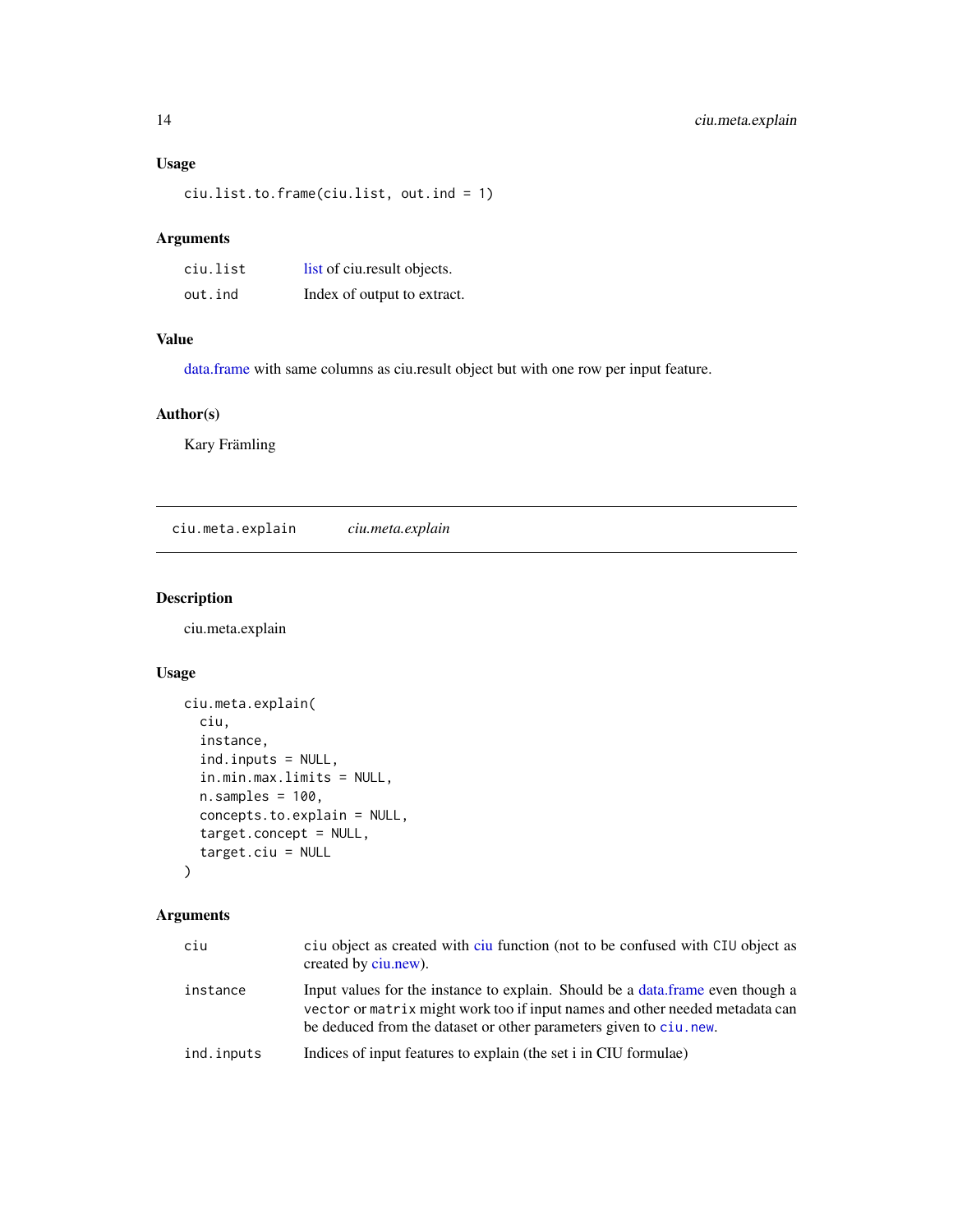### Usage

```
ciu.list.to.frame(ciu.list, out.ind = 1)
```

### Arguments

| | |
|---|---|
| ciu.list | list of ciu.result objects. |
| out.ind | Index of output to extract. |

### Value

data.frame with same columns as ciu.result object but with one row per input feature.

### Author(s)

Kary Främling

---

## ciu.meta.explain *ciu.meta.explain*

---

### Description

ciu.meta.explain

### Usage

```
ciu.meta.explain(
  ciu,
  instance,
  ind.inputs = NULL,
  in.min.max.limits = NULL,
  n.samples = 100,
  concepts.to.explain = NULL,
  target.concept = NULL,
  target.ciu = NULL
)
```

### Arguments

| | |
|---|---|
| ciu | ciu object as created with ciu function (not to be confused with CIU object as created by ciu.new). |
| instance | Input values for the instance to explain. Should be a data.frame even though a vector or matrix might work too if input names and other needed metadata can be deduced from the dataset or other parameters given to ciu.new. |
| ind.inputs | Indices of input features to explain (the set i in CIU formulae) |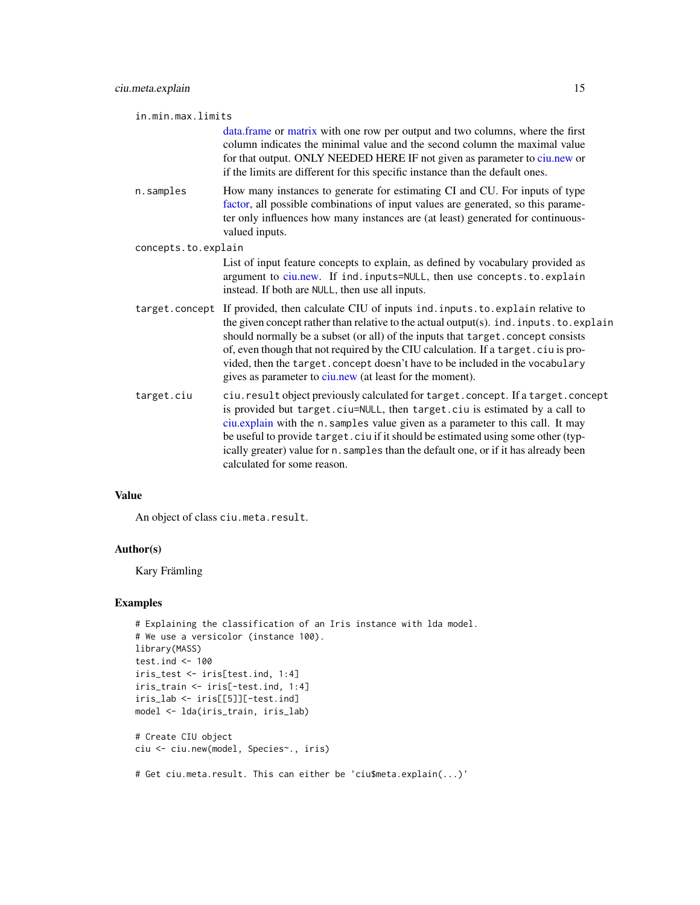in.min.max.limits
: data.frame or matrix with one row per output and two columns, where the first column indicates the minimal value and the second column the maximal value for that output. ONLY NEEDED HERE IF not given as parameter to ciu.new or if the limits are different for this specific instance than the default ones.

n.samples
: How many instances to generate for estimating CI and CU. For inputs of type factor, all possible combinations of input values are generated, so this parameter only influences how many instances are (at least) generated for continuous-valued inputs.

concepts.to.explain
: List of input feature concepts to explain, as defined by vocabulary provided as argument to ciu.new. If `ind.inputs=NULL`, then use `concepts.to.explain` instead. If both are `NULL`, then use all inputs.

target.concept
: If provided, then calculate CIU of inputs `ind.inputs.to.explain` relative to the given concept rather than relative to the actual output(s). `ind.inputs.to.explain` should normally be a subset (or all) of the inputs that `target.concept` consists of, even though that not required by the CIU calculation. If a `target.ciu` is provided, then the `target.concept` doesn't have to be included in the `vocabulary` gives as parameter to ciu.new (at least for the moment).

target.ciu
: `ciu.result` object previously calculated for `target.concept`. If a `target.concept` is provided but `target.ciu=NULL`, then `target.ciu` is estimated by a call to ciu.explain with the `n.samples` value given as a parameter to this call. It may be useful to provide `target.ciu` if it should be estimated using some other (typically greater) value for `n.samples` than the default one, or if it has already been calculated for some reason.

### Value

An object of class `ciu.meta.result`.

### Author(s)

Kary Främling

### Examples

```
# Explaining the classification of an Iris instance with lda model.
# We use a versicolor (instance 100).
library(MASS)
test.ind <- 100
iris_test <- iris[test.ind, 1:4]
iris_train <- iris[-test.ind, 1:4]
iris_lab <- iris[[5]][-test.ind]
model <- lda(iris_train, iris_lab)

# Create CIU object
ciu <- ciu.new(model, Species~., iris)

# Get ciu.meta.result. This can either be 'ciu$meta.explain(...)'
```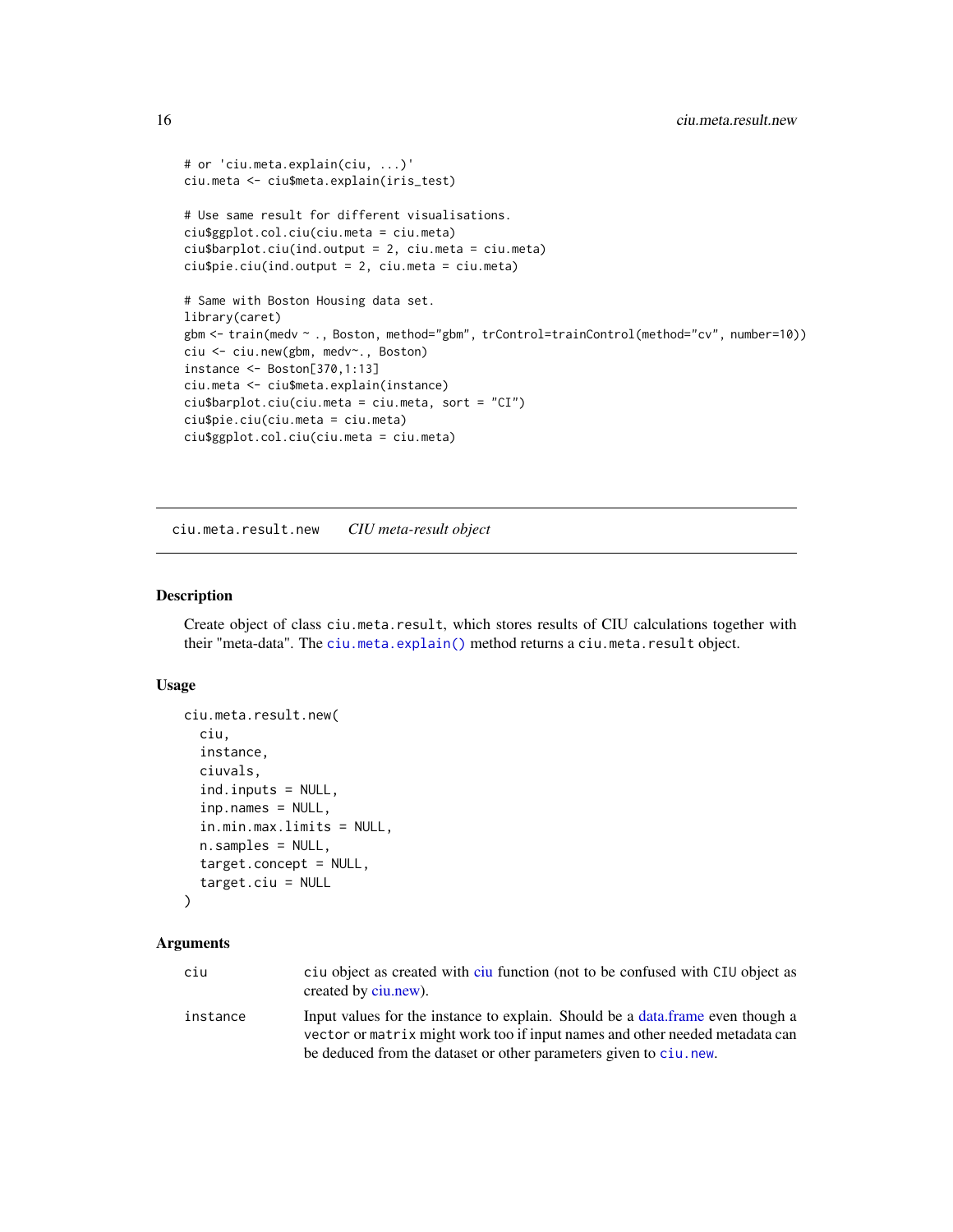```
# or 'ciu.meta.explain(ciu, ...)'
ciu.meta <- ciu$meta.explain(iris_test)

# Use same result for different visualisations.
ciu$ggplot.col.ciu(ciu.meta = ciu.meta)
ciu$barplot.ciu(ind.output = 2, ciu.meta = ciu.meta)
ciu$pie.ciu(ind.output = 2, ciu.meta = ciu.meta)

# Same with Boston Housing data set.
library(caret)
gbm <- train(medv ~ ., Boston, method="gbm", trControl=trainControl(method="cv", number=10))
ciu <- ciu.new(gbm, medv~., Boston)
instance <- Boston[370,1:13]
ciu.meta <- ciu$meta.explain(instance)
ciu$barplot.ciu(ciu.meta = ciu.meta, sort = "CI")
ciu$pie.ciu(ciu.meta = ciu.meta)
ciu$ggplot.col.ciu(ciu.meta = ciu.meta)
```

---

## ciu.meta.result.new    *CIU meta-result object*

### Description

Create object of class ciu.meta.result, which stores results of CIU calculations together with their "meta-data". The ciu.meta.explain() method returns a ciu.meta.result object.

### Usage

```
ciu.meta.result.new(
  ciu,
  instance,
  ciuvals,
  ind.inputs = NULL,
  inp.names = NULL,
  in.min.max.limits = NULL,
  n.samples = NULL,
  target.concept = NULL,
  target.ciu = NULL
)
```

### Arguments

| | |
|---|---|
| ciu | ciu object as created with ciu function (not to be confused with CIU object as created by ciu.new). |
| instance | Input values for the instance to explain. Should be a data.frame even though a vector or matrix might work too if input names and other needed metadata can be deduced from the dataset or other parameters given to ciu.new. |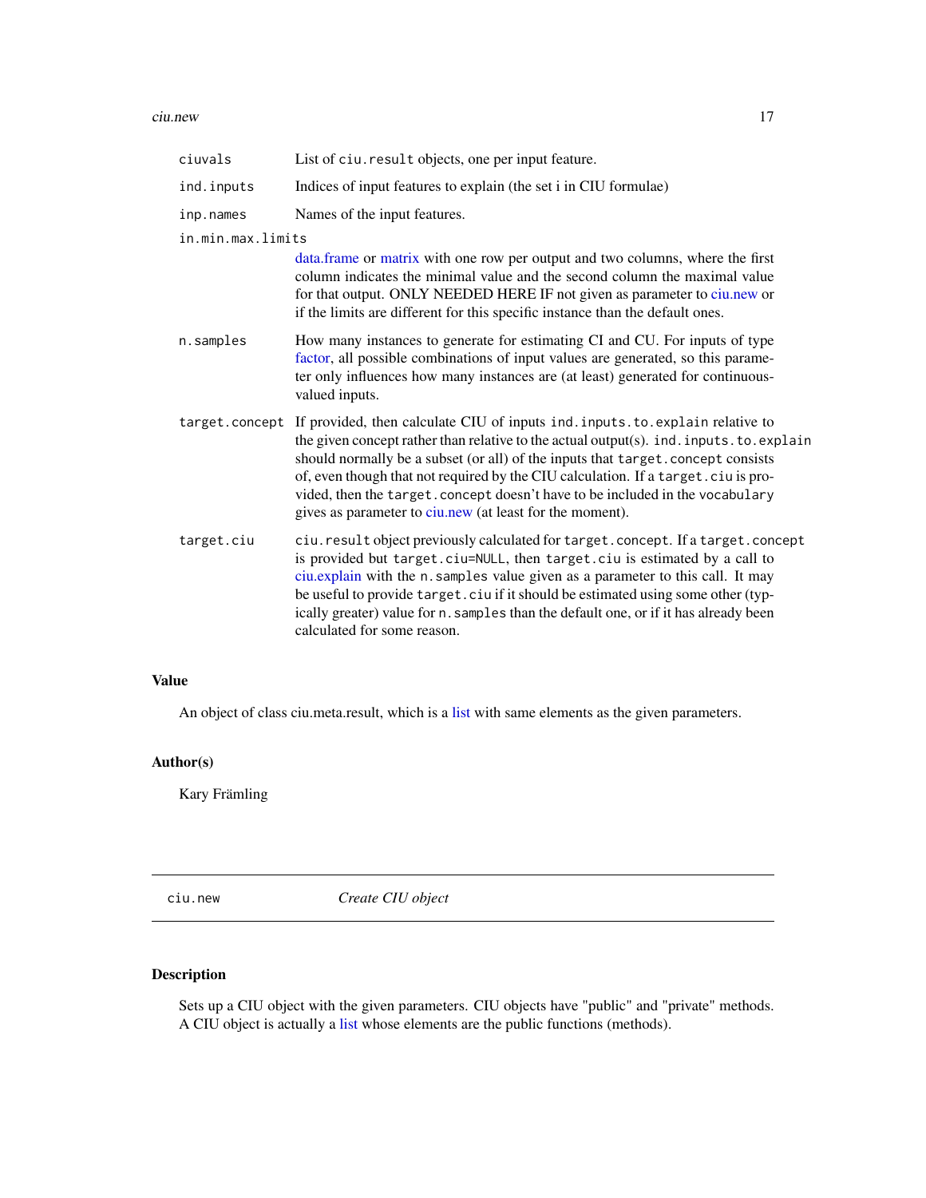| | |
|---|---|
| `ciuvals` | List of `ciu.result` objects, one per input feature. |
| `ind.inputs` | Indices of input features to explain (the set i in CIU formulae) |
| `inp.names` | Names of the input features. |
| `in.min.max.limits` | data.frame or matrix with one row per output and two columns, where the first column indicates the minimal value and the second column the maximal value for that output. ONLY NEEDED HERE IF not given as parameter to ciu.new or if the limits are different for this specific instance than the default ones. |
| `n.samples` | How many instances to generate for estimating CI and CU. For inputs of type factor, all possible combinations of input values are generated, so this parameter only influences how many instances are (at least) generated for continuous-valued inputs. |
| `target.concept` | If provided, then calculate CIU of inputs `ind.inputs.to.explain` relative to the given concept rather than relative to the actual output(s). `ind.inputs.to.explain` should normally be a subset (or all) of the inputs that `target.concept` consists of, even though that not required by the CIU calculation. If a `target.ciu` is provided, then the `target.concept` doesn't have to be included in the `vocabulary` gives as parameter to ciu.new (at least for the moment). |
| `target.ciu` | `ciu.result` object previously calculated for `target.concept`. If a `target.concept` is provided but `target.ciu=NULL`, then `target.ciu` is estimated by a call to ciu.explain with the `n.samples` value given as a parameter to this call. It may be useful to provide `target.ciu` if it should be estimated using some other (typically greater) value for `n.samples` than the default one, or if it has already been calculated for some reason. |

## Value

An object of class ciu.meta.result, which is a list with same elements as the given parameters.

## Author(s)

Kary Främling

---

# ciu.new — *Create CIU object*

## Description

Sets up a CIU object with the given parameters. CIU objects have "public" and "private" methods. A CIU object is actually a list whose elements are the public functions (methods).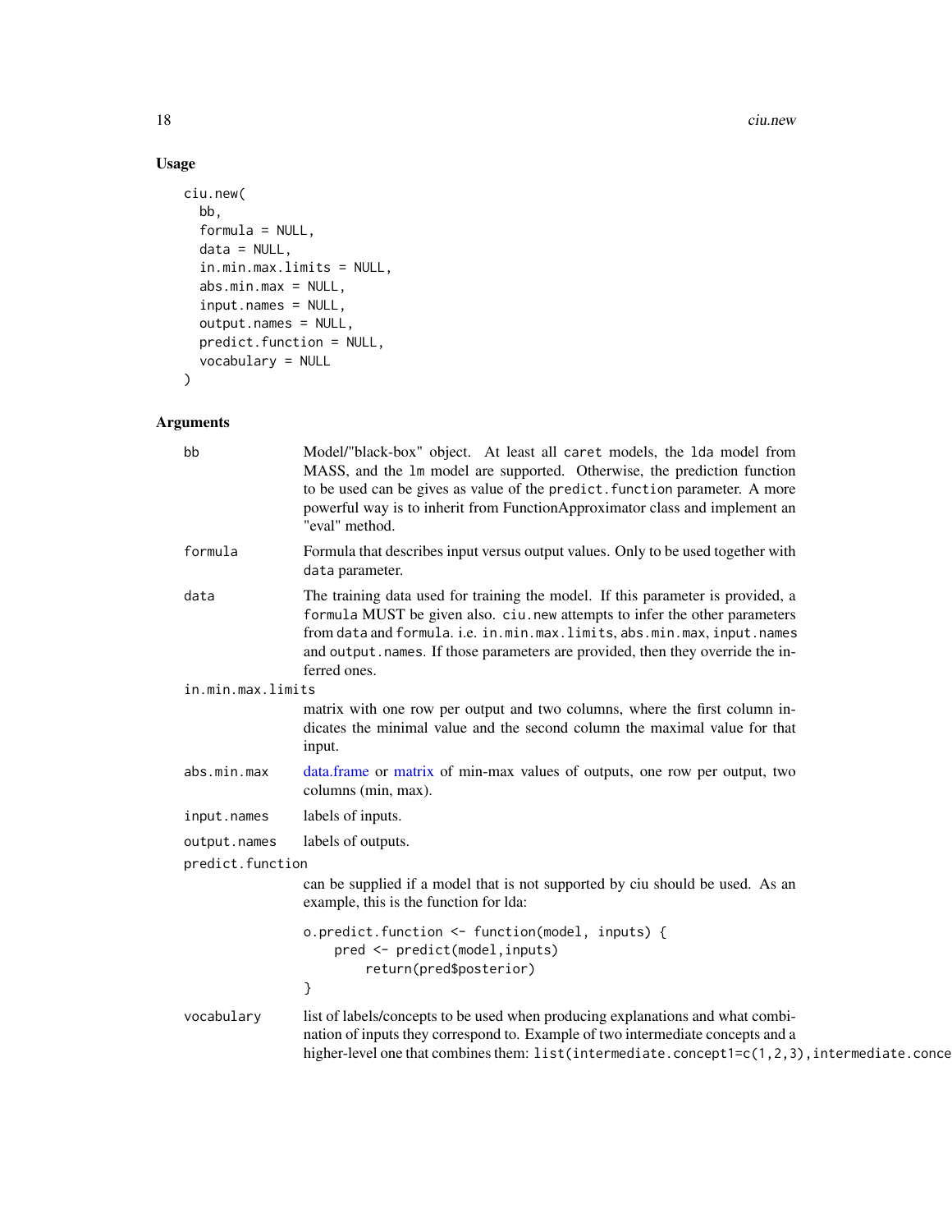## Usage

```
ciu.new(
  bb,
  formula = NULL,
  data = NULL,
  in.min.max.limits = NULL,
  abs.min.max = NULL,
  input.names = NULL,
  output.names = NULL,
  predict.function = NULL,
  vocabulary = NULL
)
```

## Arguments

**bb**
: Model/"black-box" object. At least all `caret` models, the `lda` model from MASS, and the `lm` model are supported. Otherwise, the prediction function to be used can be gives as value of the `predict.function` parameter. A more powerful way is to inherit from FunctionApproximator class and implement an "eval" method.

**formula**
: Formula that describes input versus output values. Only to be used together with `data` parameter.

**data**
: The training data used for training the model. If this parameter is provided, a `formula` MUST be given also. `ciu.new` attempts to infer the other parameters from `data` and `formula`. i.e. `in.min.max.limits`, `abs.min.max`, `input.names` and `output.names`. If those parameters are provided, then they override the inferred ones.

**in.min.max.limits**
: matrix with one row per output and two columns, where the first column indicates the minimal value and the second column the maximal value for that input.

**abs.min.max**
: data.frame or matrix of min-max values of outputs, one row per output, two columns (min, max).

**input.names**
: labels of inputs.

**output.names**
: labels of outputs.

**predict.function**
: can be supplied if a model that is not supported by ciu should be used. As an example, this is the function for lda:

```
o.predict.function <- function(model, inputs) {
    pred <- predict(model,inputs)
        return(pred$posterior)
}
```

**vocabulary**
: list of labels/concepts to be used when producing explanations and what combination of inputs they correspond to. Example of two intermediate concepts and a higher-level one that combines them: `list(intermediate.concept1=c(1,2,3),intermediate.conce`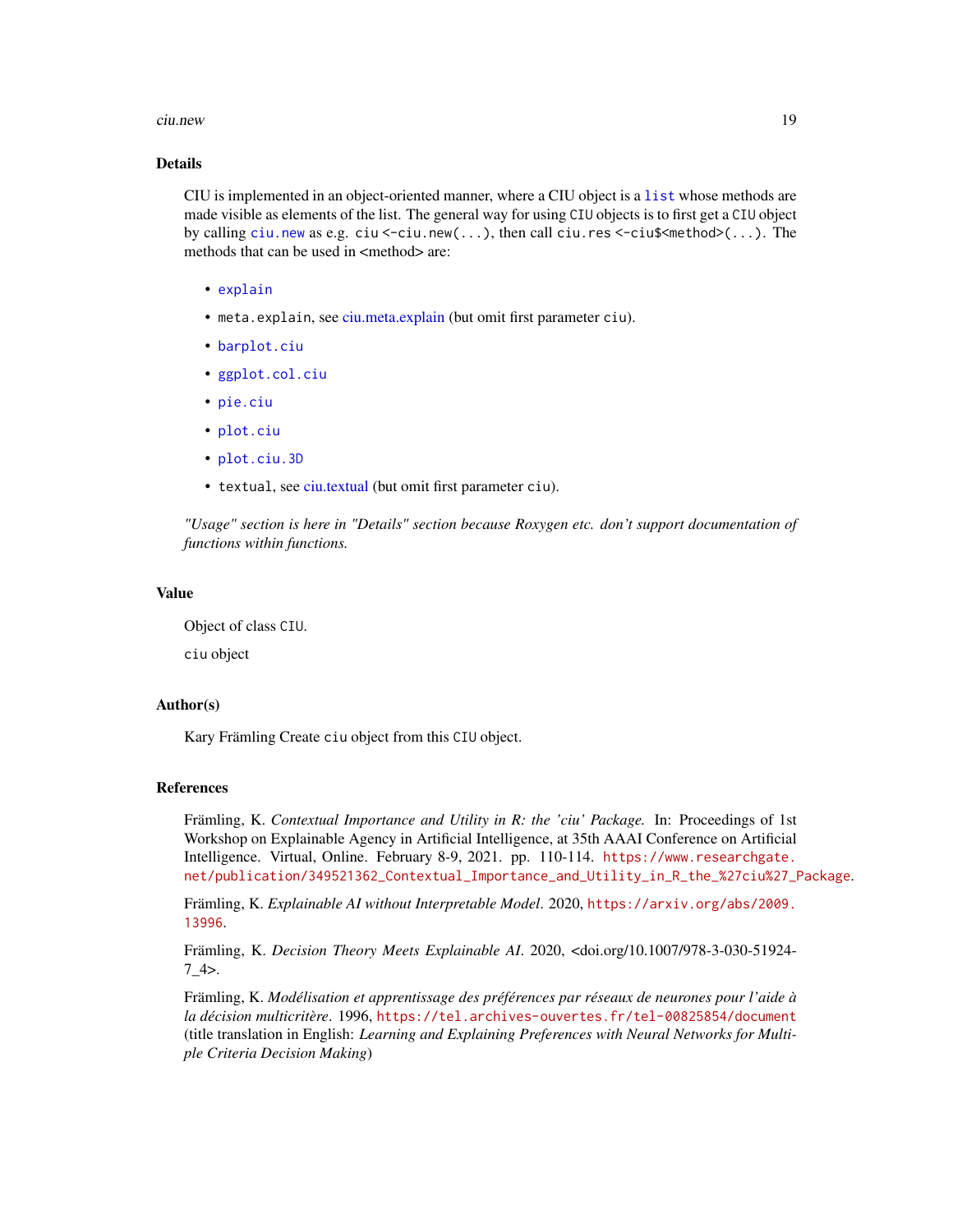## Details

CIU is implemented in an object-oriented manner, where a CIU object is a `list` whose methods are made visible as elements of the list. The general way for using `CIU` objects is to first get a `CIU` object by calling `ciu.new` as e.g. `ciu <-ciu.new(...)`, then call `ciu.res <-ciu$<method>(...)`. The methods that can be used in <method> are:

- `explain`
- `meta.explain`, see ciu.meta.explain (but omit first parameter `ciu`).
- `barplot.ciu`
- `ggplot.col.ciu`
- `pie.ciu`
- `plot.ciu`
- `plot.ciu.3D`
- `textual`, see ciu.textual (but omit first parameter `ciu`).

*"Usage" section is here in "Details" section because Roxygen etc. don't support documentation of functions within functions.*

## Value

Object of class `CIU`.

`ciu` object

## Author(s)

Kary Främling Create `ciu` object from this `CIU` object.

## References

Främling, K. *Contextual Importance and Utility in R: the 'ciu' Package.* In: Proceedings of 1st Workshop on Explainable Agency in Artificial Intelligence, at 35th AAAI Conference on Artificial Intelligence. Virtual, Online. February 8-9, 2021. pp. 110-114. `https://www.researchgate.net/publication/349521362_Contextual_Importance_and_Utility_in_R_the_%27ciu%27_Package`.

Främling, K. *Explainable AI without Interpretable Model*. 2020, `https://arxiv.org/abs/2009.13996`.

Främling, K. *Decision Theory Meets Explainable AI*. 2020, <doi.org/10.1007/978-3-030-51924-7_4>.

Främling, K. *Modélisation et apprentissage des préférences par réseaux de neurones pour l'aide à la décision multicritère*. 1996, `https://tel.archives-ouvertes.fr/tel-00825854/document` (title translation in English: *Learning and Explaining Preferences with Neural Networks for Multiple Criteria Decision Making*)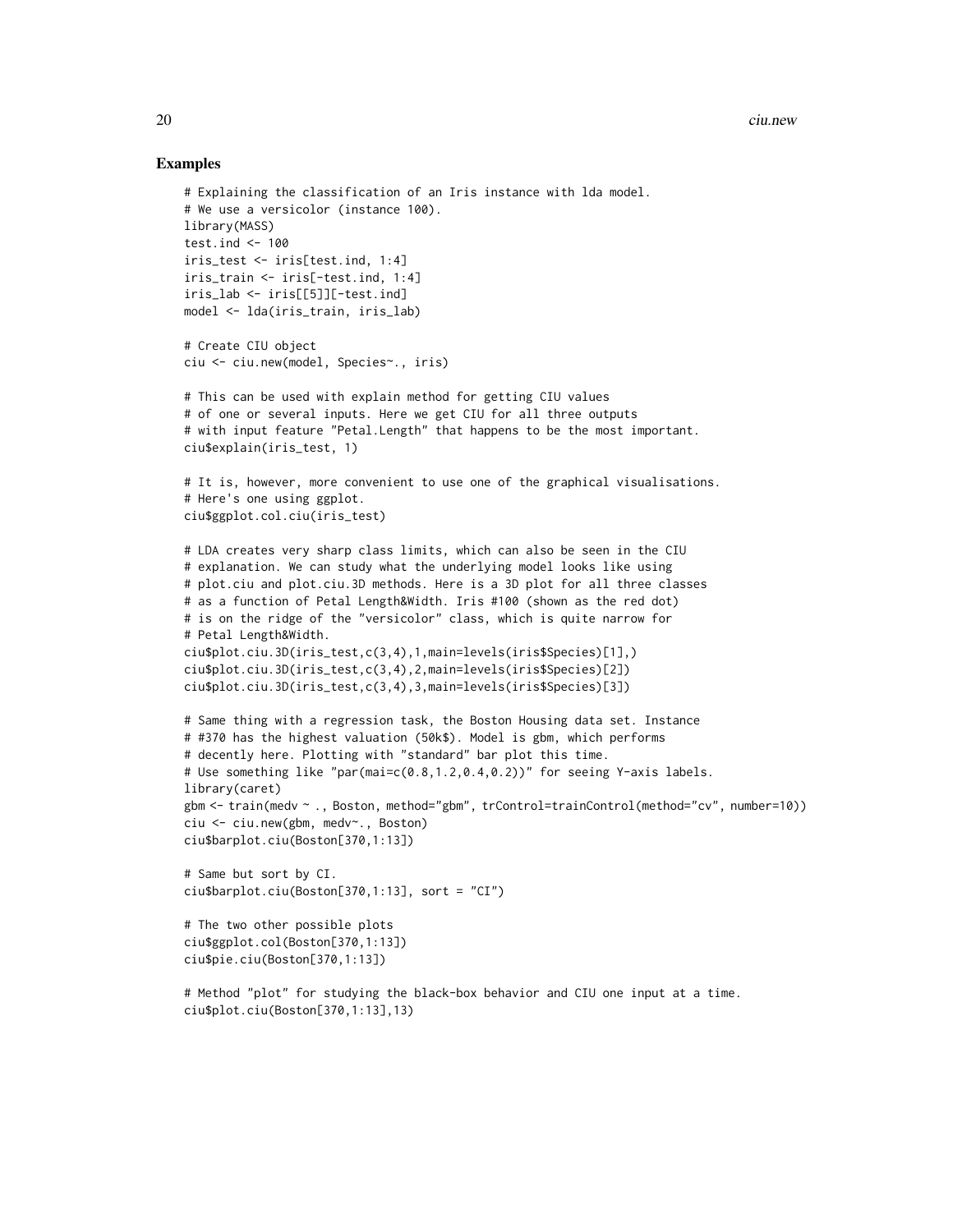## Examples

```
# Explaining the classification of an Iris instance with lda model.
# We use a versicolor (instance 100).
library(MASS)
test.ind <- 100
iris_test <- iris[test.ind, 1:4]
iris_train <- iris[-test.ind, 1:4]
iris_lab <- iris[[5]][-test.ind]
model <- lda(iris_train, iris_lab)

# Create CIU object
ciu <- ciu.new(model, Species~., iris)

# This can be used with explain method for getting CIU values
# of one or several inputs. Here we get CIU for all three outputs
# with input feature "Petal.Length" that happens to be the most important.
ciu$explain(iris_test, 1)

# It is, however, more convenient to use one of the graphical visualisations.
# Here's one using ggplot.
ciu$ggplot.col.ciu(iris_test)

# LDA creates very sharp class limits, which can also be seen in the CIU
# explanation. We can study what the underlying model looks like using
# plot.ciu and plot.ciu.3D methods. Here is a 3D plot for all three classes
# as a function of Petal Length&Width. Iris #100 (shown as the red dot)
# is on the ridge of the "versicolor" class, which is quite narrow for
# Petal Length&Width.
ciu$plot.ciu.3D(iris_test,c(3,4),1,main=levels(iris$Species)[1],)
ciu$plot.ciu.3D(iris_test,c(3,4),2,main=levels(iris$Species)[2])
ciu$plot.ciu.3D(iris_test,c(3,4),3,main=levels(iris$Species)[3])

# Same thing with a regression task, the Boston Housing data set. Instance
# #370 has the highest valuation (50k$). Model is gbm, which performs
# decently here. Plotting with "standard" bar plot this time.
# Use something like "par(mai=c(0.8,1.2,0.4,0.2))" for seeing Y-axis labels.
library(caret)
gbm <- train(medv ~ ., Boston, method="gbm", trControl=trainControl(method="cv", number=10))
ciu <- ciu.new(gbm, medv~., Boston)
ciu$barplot.ciu(Boston[370,1:13])

# Same but sort by CI.
ciu$barplot.ciu(Boston[370,1:13], sort = "CI")

# The two other possible plots
ciu$ggplot.col(Boston[370,1:13])
ciu$pie.ciu(Boston[370,1:13])

# Method "plot" for studying the black-box behavior and CIU one input at a time.
ciu$plot.ciu(Boston[370,1:13],13)
```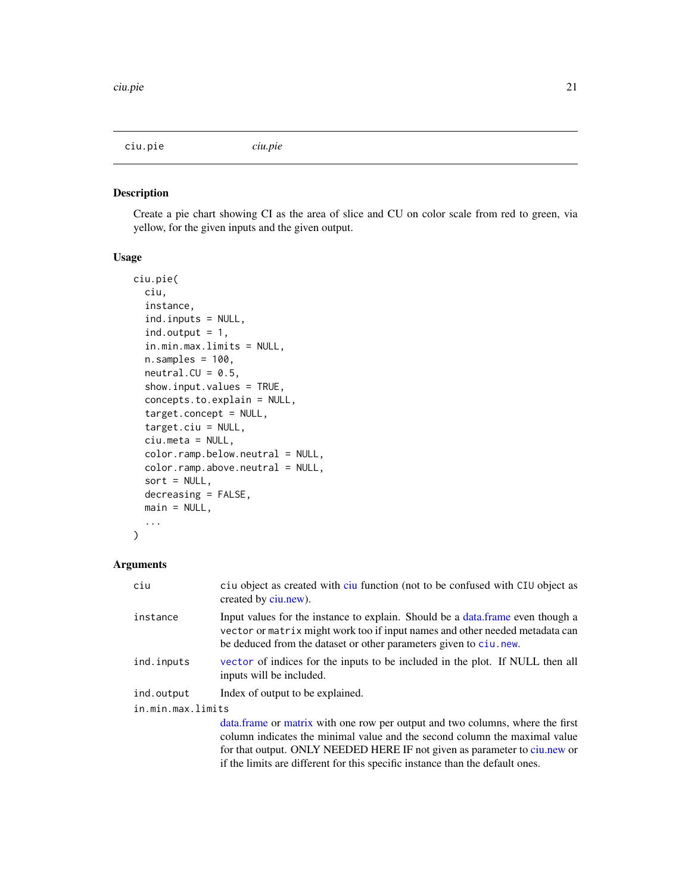## ciu.pie *ciu.pie*

### Description

Create a pie chart showing CI as the area of slice and CU on color scale from red to green, via yellow, for the given inputs and the given output.

### Usage

```
ciu.pie(
  ciu,
  instance,
  ind.inputs = NULL,
  ind.output = 1,
  in.min.max.limits = NULL,
  n.samples = 100,
  neutral.CU = 0.5,
  show.input.values = TRUE,
  concepts.to.explain = NULL,
  target.concept = NULL,
  target.ciu = NULL,
  ciu.meta = NULL,
  color.ramp.below.neutral = NULL,
  color.ramp.above.neutral = NULL,
  sort = NULL,
  decreasing = FALSE,
  main = NULL,
  ...
)
```

### Arguments

| | |
|---|---|
| `ciu` | `ciu` object as created with ciu function (not to be confused with `CIU` object as created by ciu.new). |
| `instance` | Input values for the instance to explain. Should be a data.frame even though a `vector` or `matrix` might work too if input names and other needed metadata can be deduced from the dataset or other parameters given to `ciu.new`. |
| `ind.inputs` | `vector` of indices for the inputs to be included in the plot. If NULL then all inputs will be included. |
| `ind.output` | Index of output to be explained. |
| `in.min.max.limits` | data.frame or matrix with one row per output and two columns, where the first column indicates the minimal value and the second column the maximal value for that output. ONLY NEEDED HERE IF not given as parameter to ciu.new or if the limits are different for this specific instance than the default ones. |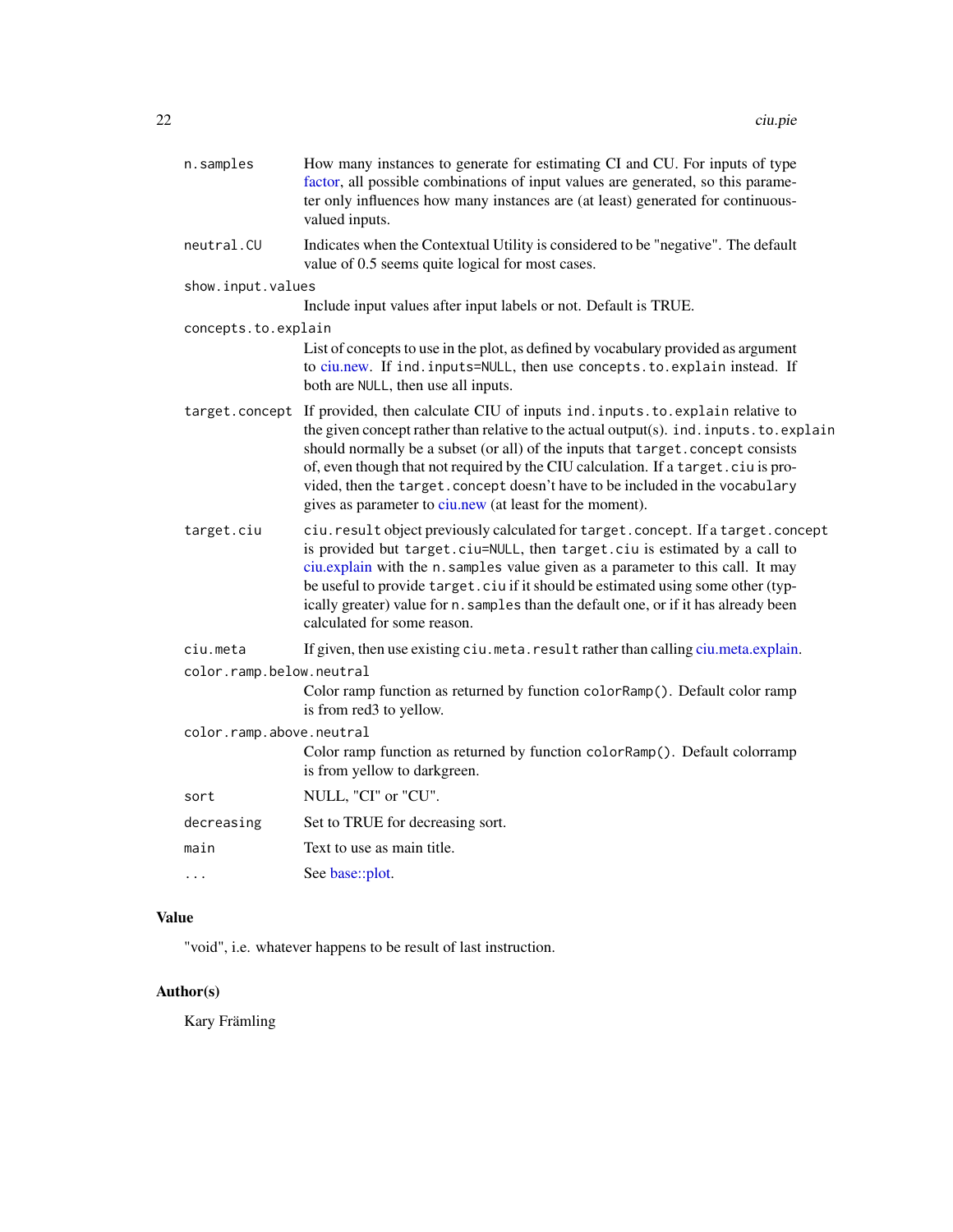| | |
|---|---|
| `n.samples` | How many instances to generate for estimating CI and CU. For inputs of type factor, all possible combinations of input values are generated, so this parameter only influences how many instances are (at least) generated for continuous-valued inputs. |
| `neutral.CU` | Indicates when the Contextual Utility is considered to be "negative". The default value of 0.5 seems quite logical for most cases. |
| `show.input.values` | Include input values after input labels or not. Default is TRUE. |
| `concepts.to.explain` | List of concepts to use in the plot, as defined by vocabulary provided as argument to ciu.new. If `ind.inputs=NULL`, then use `concepts.to.explain` instead. If both are `NULL`, then use all inputs. |
| `target.concept` | If provided, then calculate CIU of inputs `ind.inputs.to.explain` relative to the given concept rather than relative to the actual output(s). `ind.inputs.to.explain` should normally be a subset (or all) of the inputs that `target.concept` consists of, even though that not required by the CIU calculation. If a `target.ciu` is provided, then the `target.concept` doesn't have to be included in the `vocabulary` gives as parameter to ciu.new (at least for the moment). |
| `target.ciu` | `ciu.result` object previously calculated for `target.concept`. If a `target.concept` is provided but `target.ciu=NULL`, then `target.ciu` is estimated by a call to ciu.explain with the `n.samples` value given as a parameter to this call. It may be useful to provide `target.ciu` if it should be estimated using some other (typically greater) value for `n.samples` than the default one, or if it has already been calculated for some reason. |
| `ciu.meta` | If given, then use existing `ciu.meta.result` rather than calling ciu.meta.explain. |
| `color.ramp.below.neutral` | Color ramp function as returned by function `colorRamp()`. Default color ramp is from red3 to yellow. |
| `color.ramp.above.neutral` | Color ramp function as returned by function `colorRamp()`. Default colorramp is from yellow to darkgreen. |
| `sort` | NULL, "CI" or "CU". |
| `decreasing` | Set to TRUE for decreasing sort. |
| `main` | Text to use as main title. |
| `...` | See base::plot. |

## Value

"void", i.e. whatever happens to be result of last instruction.

## Author(s)

Kary Främling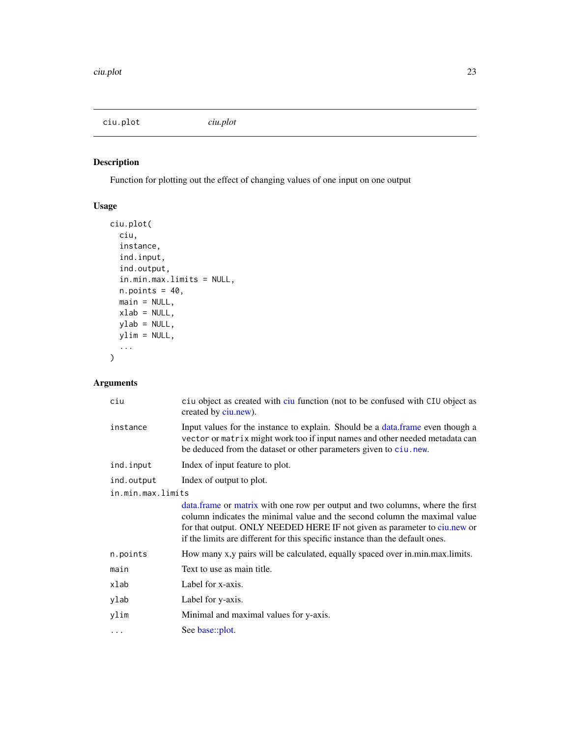## ciu.plot *ciu.plot*

### Description

Function for plotting out the effect of changing values of one input on one output

### Usage

```
ciu.plot(
  ciu,
  instance,
  ind.input,
  ind.output,
  in.min.max.limits = NULL,
  n.points = 40,
  main = NULL,
  xlab = NULL,
  ylab = NULL,
  ylim = NULL,
  ...
)
```

### Arguments

| | |
|---|---|
| `ciu` | `ciu` object as created with ciu function (not to be confused with `CIU` object as created by ciu.new). |
| `instance` | Input values for the instance to explain. Should be a data.frame even though a `vector` or `matrix` might work too if input names and other needed metadata can be deduced from the dataset or other parameters given to `ciu.new`. |
| `ind.input` | Index of input feature to plot. |
| `ind.output` | Index of output to plot. |
| `in.min.max.limits` | data.frame or matrix with one row per output and two columns, where the first column indicates the minimal value and the second column the maximal value for that output. ONLY NEEDED HERE IF not given as parameter to ciu.new or if the limits are different for this specific instance than the default ones. |
| `n.points` | How many x,y pairs will be calculated, equally spaced over in.min.max.limits. |
| `main` | Text to use as main title. |
| `xlab` | Label for x-axis. |
| `ylab` | Label for y-axis. |
| `ylim` | Minimal and maximal values for y-axis. |
| `...` | See base::plot. |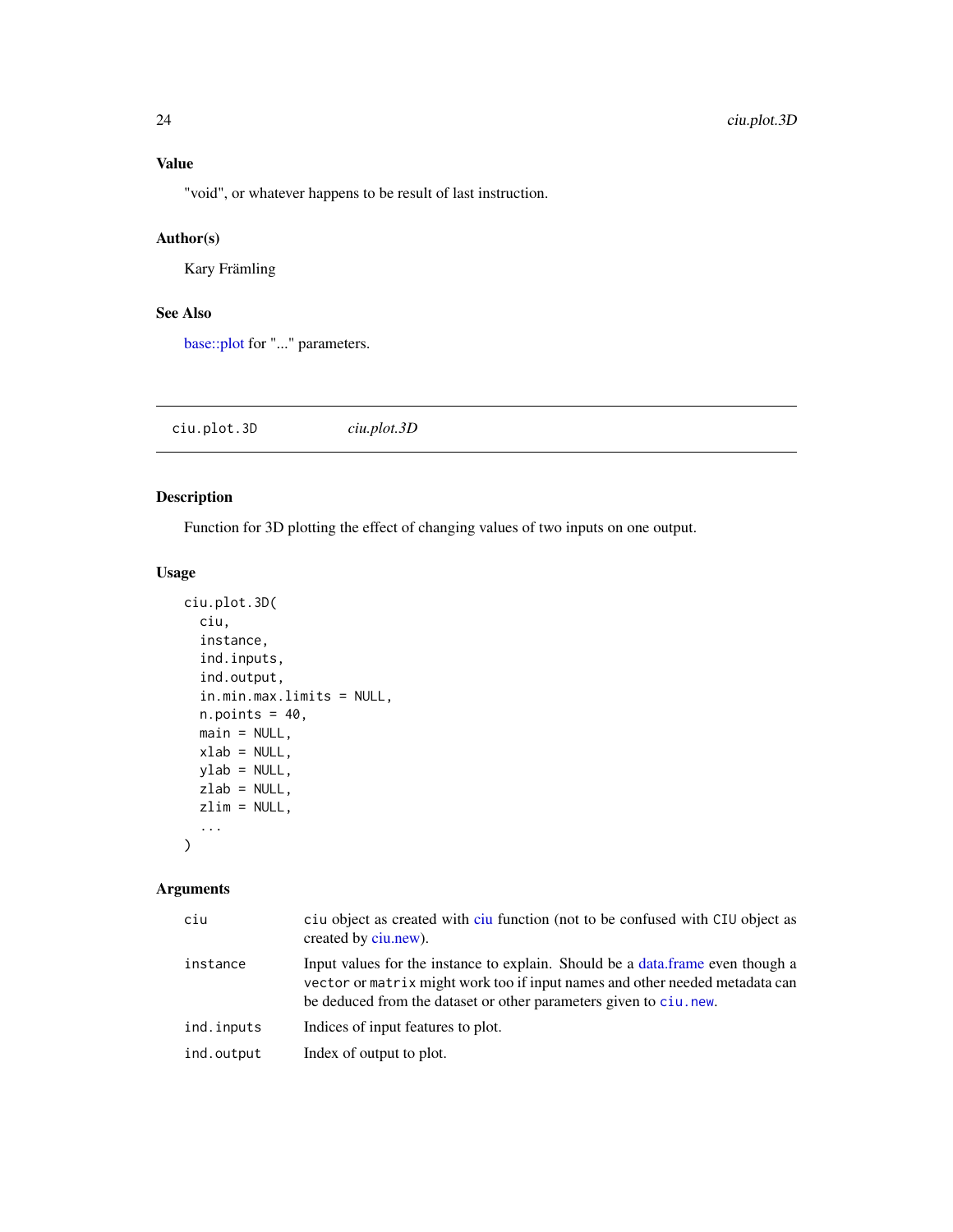### Value

"void", or whatever happens to be result of last instruction.

### Author(s)

Kary Främling

### See Also

base::plot for "..." parameters.

---

## ciu.plot.3D &nbsp;&nbsp;&nbsp;&nbsp; *ciu.plot.3D*

---

### Description

Function for 3D plotting the effect of changing values of two inputs on one output.

### Usage

```
ciu.plot.3D(
  ciu,
  instance,
  ind.inputs,
  ind.output,
  in.min.max.limits = NULL,
  n.points = 40,
  main = NULL,
  xlab = NULL,
  ylab = NULL,
  zlab = NULL,
  zlim = NULL,
  ...
)
```

### Arguments

| | |
|---|---|
| `ciu` | `ciu` object as created with ciu function (not to be confused with `CIU` object as created by ciu.new). |
| `instance` | Input values for the instance to explain. Should be a data.frame even though a `vector` or `matrix` might work too if input names and other needed metadata can be deduced from the dataset or other parameters given to `ciu.new`. |
| `ind.inputs` | Indices of input features to plot. |
| `ind.output` | Index of output to plot. |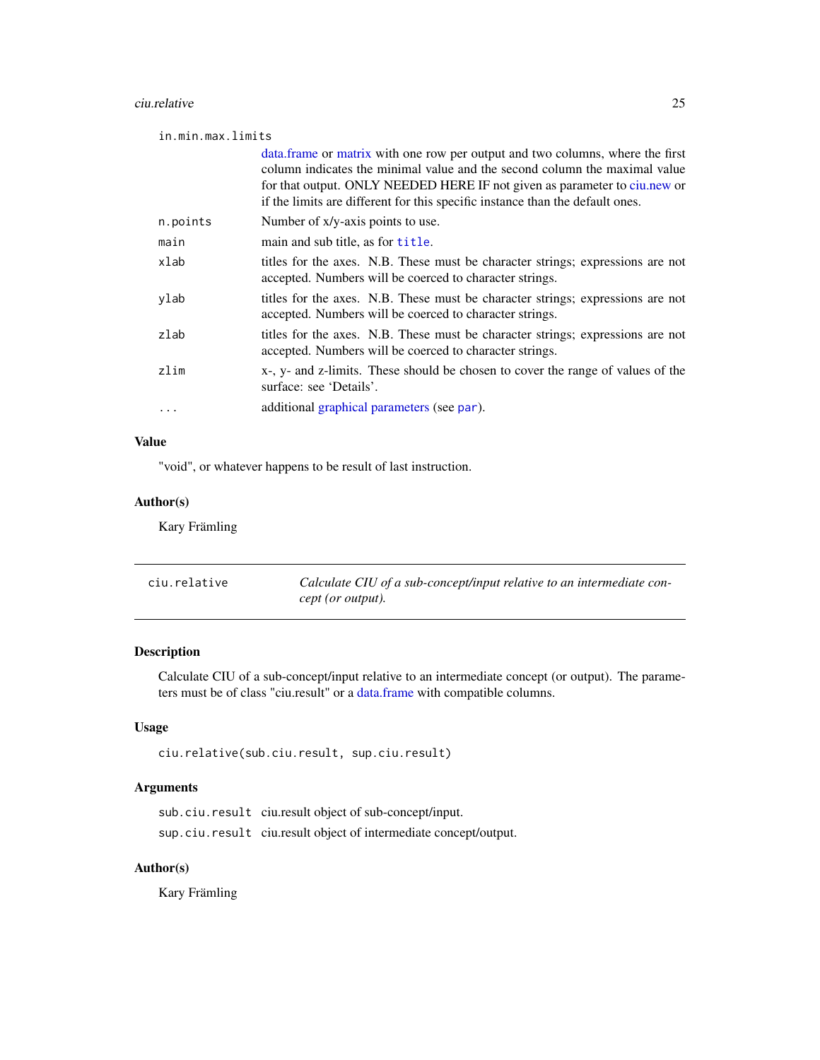| | |
|---|---|
| in.min.max.limits | data.frame or matrix with one row per output and two columns, where the first column indicates the minimal value and the second column the maximal value for that output. ONLY NEEDED HERE IF not given as parameter to ciu.new or if the limits are different for this specific instance than the default ones. |
| n.points | Number of x/y-axis points to use. |
| main | main and sub title, as for `title`. |
| xlab | titles for the axes. N.B. These must be character strings; expressions are not accepted. Numbers will be coerced to character strings. |
| ylab | titles for the axes. N.B. These must be character strings; expressions are not accepted. Numbers will be coerced to character strings. |
| zlab | titles for the axes. N.B. These must be character strings; expressions are not accepted. Numbers will be coerced to character strings. |
| zlim | x-, y- and z-limits. These should be chosen to cover the range of values of the surface: see 'Details'. |
| ... | additional graphical parameters (see `par`). |

### Value

"void", or whatever happens to be result of last instruction.

### Author(s)

Kary Främling

---

## ciu.relative

*Calculate CIU of a sub-concept/input relative to an intermediate concept (or output).*

### Description

Calculate CIU of a sub-concept/input relative to an intermediate concept (or output). The parameters must be of class "ciu.result" or a data.frame with compatible columns.

### Usage

```
ciu.relative(sub.ciu.result, sup.ciu.result)
```

### Arguments

| | |
|---|---|
| sub.ciu.result | ciu.result object of sub-concept/input. |
| sup.ciu.result | ciu.result object of intermediate concept/output. |

### Author(s)

Kary Främling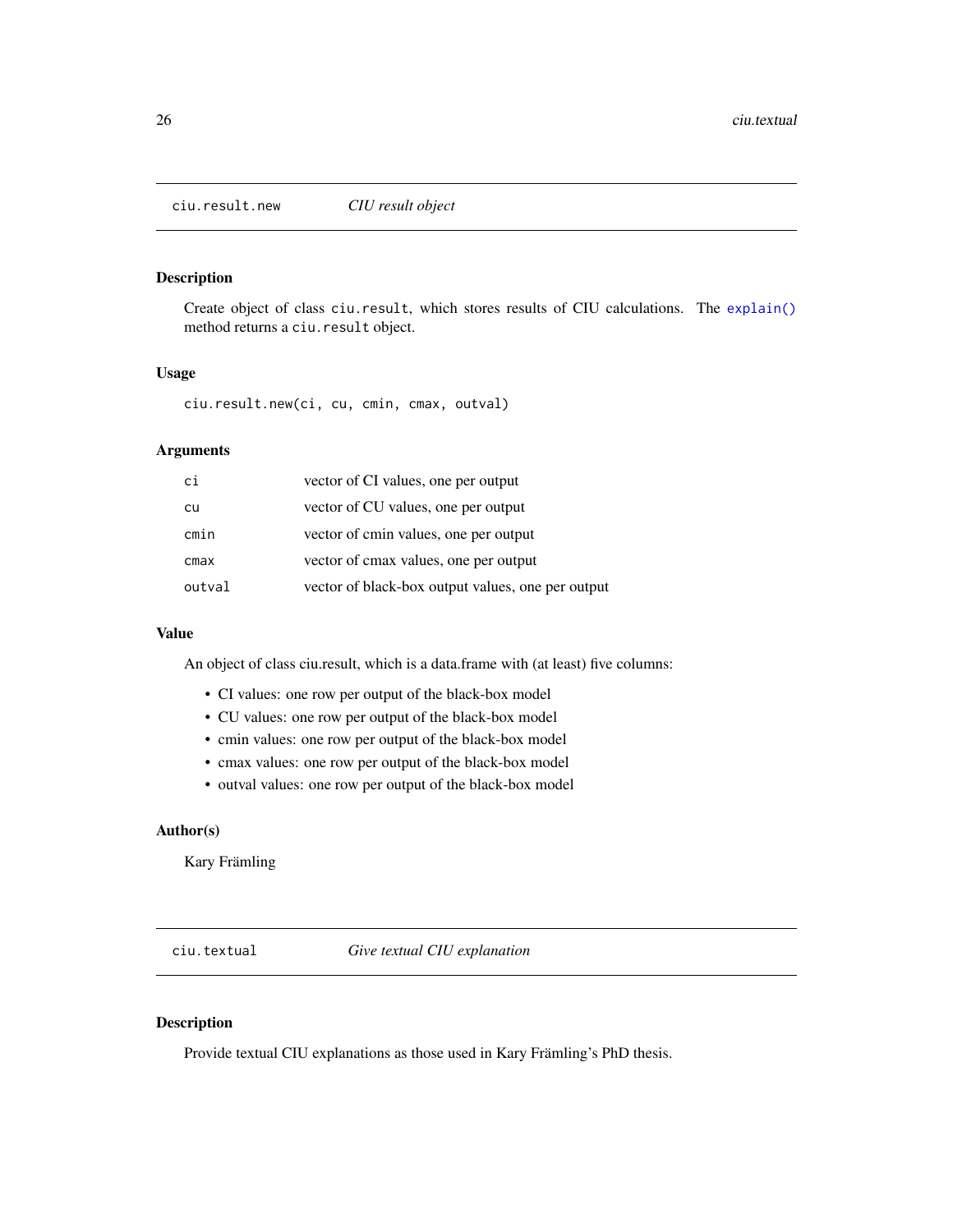## ciu.result.new — *CIU result object*

### Description

Create object of class `ciu.result`, which stores results of CIU calculations. The `explain()` method returns a `ciu.result` object.

### Usage

```
ciu.result.new(ci, cu, cmin, cmax, outval)
```

### Arguments

| | |
|---|---|
| `ci` | vector of CI values, one per output |
| `cu` | vector of CU values, one per output |
| `cmin` | vector of cmin values, one per output |
| `cmax` | vector of cmax values, one per output |
| `outval` | vector of black-box output values, one per output |

### Value

An object of class ciu.result, which is a data.frame with (at least) five columns:

- CI values: one row per output of the black-box model
- CU values: one row per output of the black-box model
- cmin values: one row per output of the black-box model
- cmax values: one row per output of the black-box model
- outval values: one row per output of the black-box model

### Author(s)

Kary Främling

## ciu.textual — *Give textual CIU explanation*

### Description

Provide textual CIU explanations as those used in Kary Främling's PhD thesis.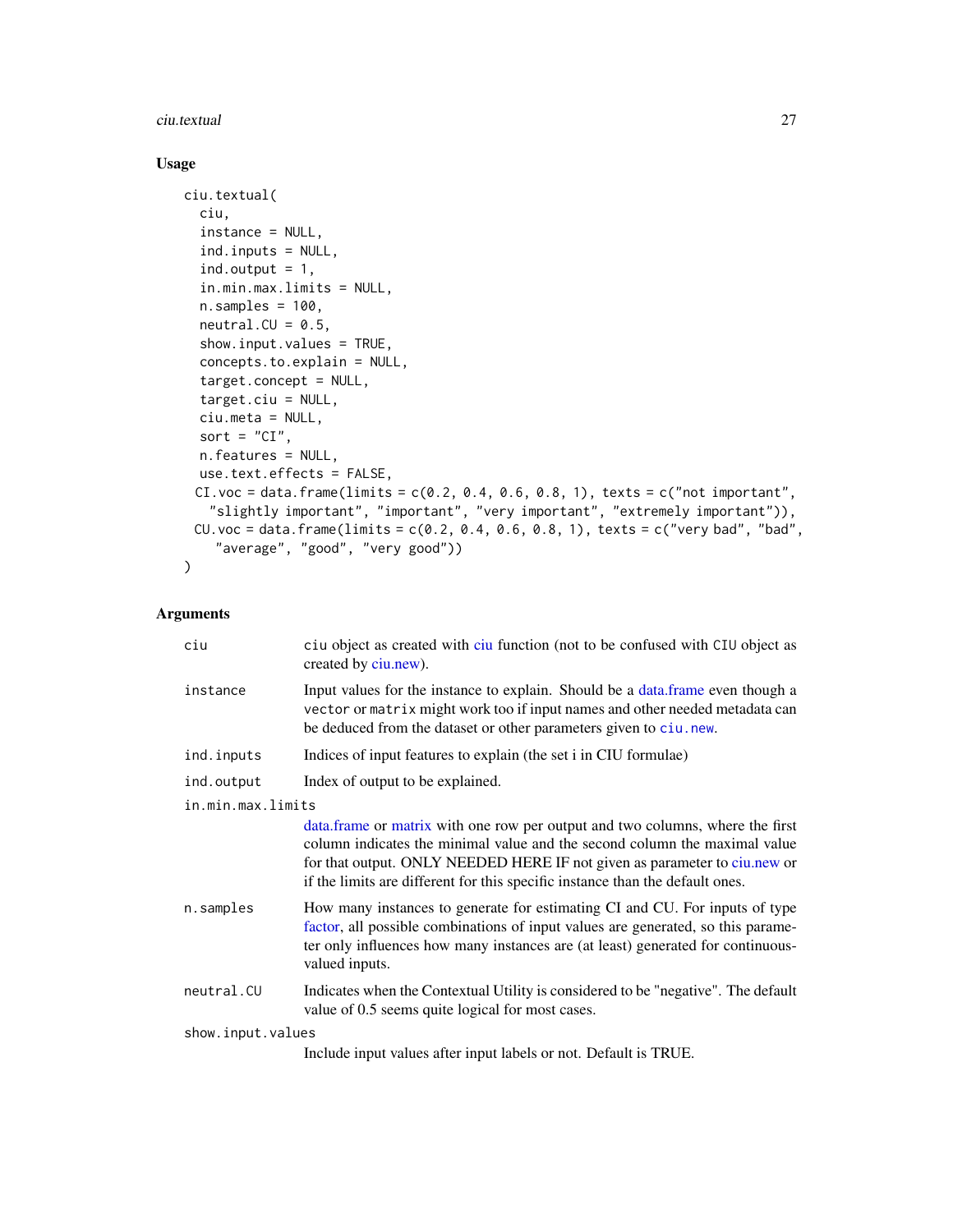## Usage

```
ciu.textual(
  ciu,
  instance = NULL,
  ind.inputs = NULL,
  ind.output = 1,
  in.min.max.limits = NULL,
  n.samples = 100,
  neutral.CU = 0.5,
  show.input.values = TRUE,
  concepts.to.explain = NULL,
  target.concept = NULL,
  target.ciu = NULL,
  ciu.meta = NULL,
  sort = "CI",
  n.features = NULL,
  use.text.effects = FALSE,
 CI.voc = data.frame(limits = c(0.2, 0.4, 0.6, 0.8, 1), texts = c("not important",
   "slightly important", "important", "very important", "extremely important")),
 CU.voc = data.frame(limits = c(0.2, 0.4, 0.6, 0.8, 1), texts = c("very bad", "bad",
    "average", "good", "very good"))
)
```

## Arguments

**ciu**
: ciu object as created with ciu function (not to be confused with CIU object as created by ciu.new).

**instance**
: Input values for the instance to explain. Should be a data.frame even though a vector or matrix might work too if input names and other needed metadata can be deduced from the dataset or other parameters given to ciu.new.

**ind.inputs**
: Indices of input features to explain (the set i in CIU formulae)

**ind.output**
: Index of output to be explained.

**in.min.max.limits**
: data.frame or matrix with one row per output and two columns, where the first column indicates the minimal value and the second column the maximal value for that output. ONLY NEEDED HERE IF not given as parameter to ciu.new or if the limits are different for this specific instance than the default ones.

**n.samples**
: How many instances to generate for estimating CI and CU. For inputs of type factor, all possible combinations of input values are generated, so this parameter only influences how many instances are (at least) generated for continuous-valued inputs.

**neutral.CU**
: Indicates when the Contextual Utility is considered to be "negative". The default value of 0.5 seems quite logical for most cases.

**show.input.values**
: Include input values after input labels or not. Default is TRUE.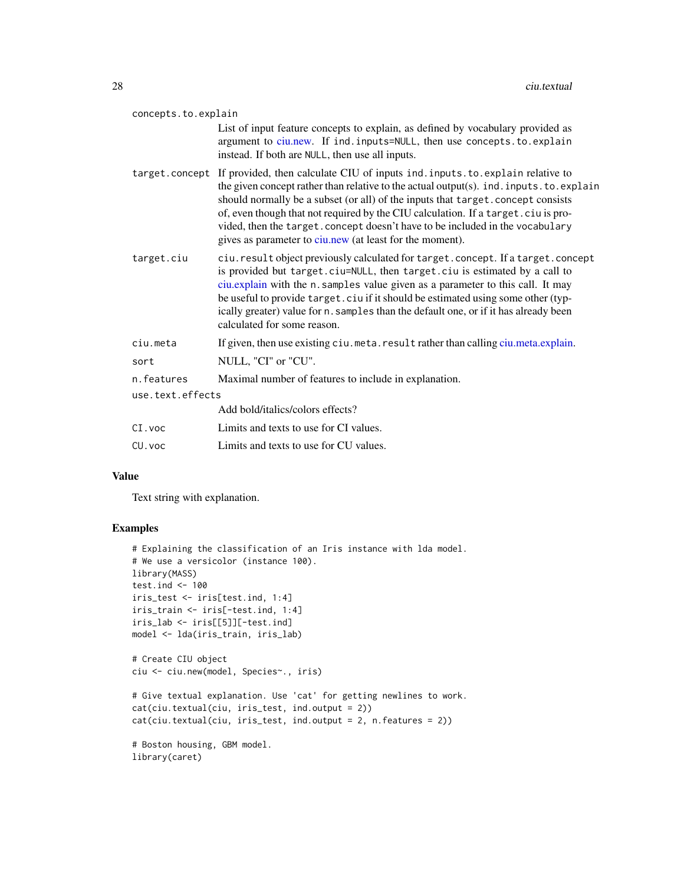concepts.to.explain
: List of input feature concepts to explain, as defined by vocabulary provided as argument to ciu.new. If `ind.inputs=NULL`, then use `concepts.to.explain` instead. If both are NULL, then use all inputs.

target.concept
: If provided, then calculate CIU of inputs `ind.inputs.to.explain` relative to the given concept rather than relative to the actual output(s). `ind.inputs.to.explain` should normally be a subset (or all) of the inputs that `target.concept` consists of, even though that not required by the CIU calculation. If a `target.ciu` is provided, then the `target.concept` doesn't have to be included in the `vocabulary` gives as parameter to ciu.new (at least for the moment).

target.ciu
: `ciu.result` object previously calculated for `target.concept`. If a `target.concept` is provided but `target.ciu=NULL`, then `target.ciu` is estimated by a call to ciu.explain with the `n.samples` value given as a parameter to this call. It may be useful to provide `target.ciu` if it should be estimated using some other (typically greater) value for `n.samples` than the default one, or if it has already been calculated for some reason.

ciu.meta
: If given, then use existing `ciu.meta.result` rather than calling ciu.meta.explain.

sort
: NULL, "CI" or "CU".

n.features
: Maximal number of features to include in explanation.

use.text.effects
: Add bold/italics/colors effects?

CI.voc
: Limits and texts to use for CI values.

CU.voc
: Limits and texts to use for CU values.

## Value

Text string with explanation.

## Examples

```
# Explaining the classification of an Iris instance with lda model.
# We use a versicolor (instance 100).
library(MASS)
test.ind <- 100
iris_test <- iris[test.ind, 1:4]
iris_train <- iris[-test.ind, 1:4]
iris_lab <- iris[[5]][-test.ind]
model <- lda(iris_train, iris_lab)

# Create CIU object
ciu <- ciu.new(model, Species~., iris)

# Give textual explanation. Use 'cat' for getting newlines to work.
cat(ciu.textual(ciu, iris_test, ind.output = 2))
cat(ciu.textual(ciu, iris_test, ind.output = 2, n.features = 2))

# Boston housing, GBM model.
library(caret)
```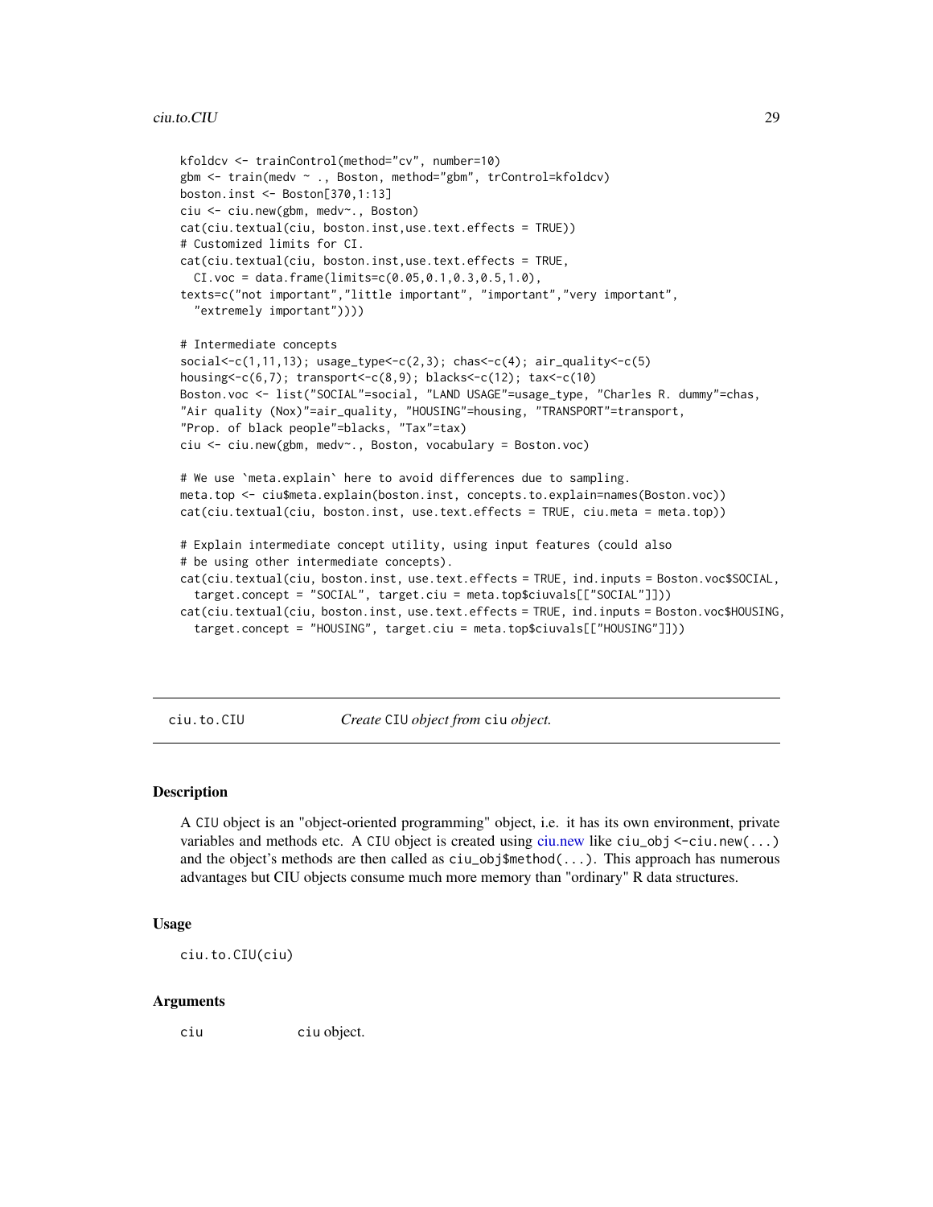```
kfoldcv <- trainControl(method="cv", number=10)
gbm <- train(medv ~ ., Boston, method="gbm", trControl=kfoldcv)
boston.inst <- Boston[370,1:13]
ciu <- ciu.new(gbm, medv~., Boston)
cat(ciu.textual(ciu, boston.inst,use.text.effects = TRUE))
# Customized limits for CI.
cat(ciu.textual(ciu, boston.inst,use.text.effects = TRUE,
  CI.voc = data.frame(limits=c(0.05,0.1,0.3,0.5,1.0),
texts=c("not important","little important", "important","very important",
  "extremely important"))))

# Intermediate concepts
social<-c(1,11,13); usage_type<-c(2,3); chas<-c(4); air_quality<-c(5)
housing<-c(6,7); transport<-c(8,9); blacks<-c(12); tax<-c(10)
Boston.voc <- list("SOCIAL"=social, "LAND USAGE"=usage_type, "Charles R. dummy"=chas,
"Air quality (Nox)"=air_quality, "HOUSING"=housing, "TRANSPORT"=transport,
"Prop. of black people"=blacks, "Tax"=tax)
ciu <- ciu.new(gbm, medv~., Boston, vocabulary = Boston.voc)

# We use `meta.explain` here to avoid differences due to sampling.
meta.top <- ciu$meta.explain(boston.inst, concepts.to.explain=names(Boston.voc))
cat(ciu.textual(ciu, boston.inst, use.text.effects = TRUE, ciu.meta = meta.top))

# Explain intermediate concept utility, using input features (could also
# be using other intermediate concepts).
cat(ciu.textual(ciu, boston.inst, use.text.effects = TRUE, ind.inputs = Boston.voc$SOCIAL,
  target.concept = "SOCIAL", target.ciu = meta.top$ciuvals[["SOCIAL"]]))
cat(ciu.textual(ciu, boston.inst, use.text.effects = TRUE, ind.inputs = Boston.voc$HOUSING,
  target.concept = "HOUSING", target.ciu = meta.top$ciuvals[["HOUSING"]]))
```

---

## ciu.to.CIU — *Create* `CIU` *object from* `ciu` *object.*

### Description

A CIU object is an "object-oriented programming" object, i.e. it has its own environment, private variables and methods etc. A CIU object is created using ciu.new like `ciu_obj <-ciu.new(...)` and the object's methods are then called as `ciu_obj$method(...)`. This approach has numerous advantages but CIU objects consume much more memory than "ordinary" R data structures.

### Usage

```
ciu.to.CIU(ciu)
```

### Arguments

| | |
|---|---|
| `ciu` | `ciu` object. |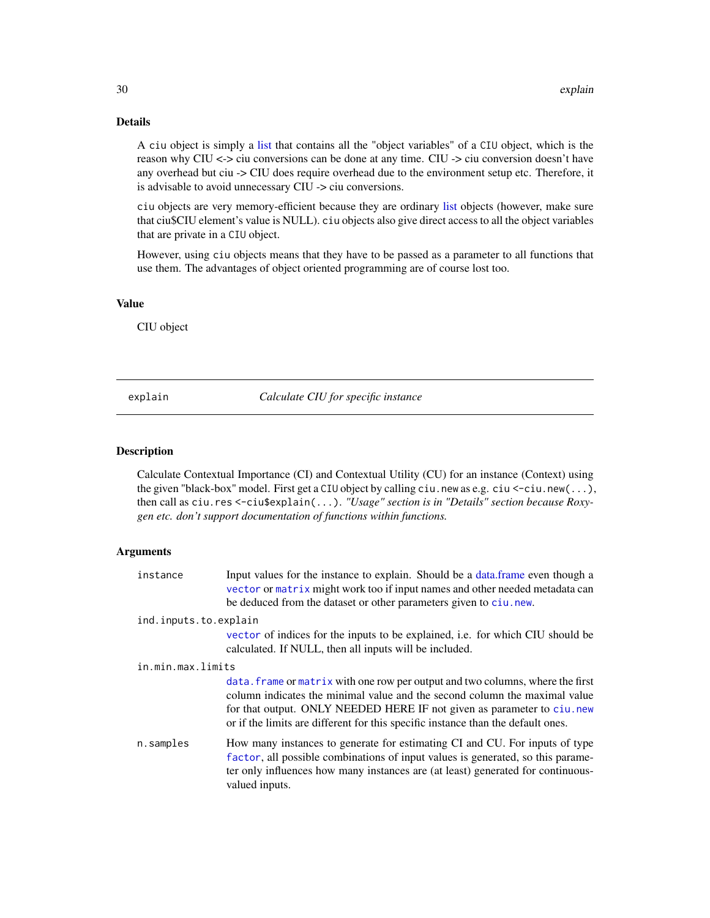## Details

A `ciu` object is simply a list that contains all the "object variables" of a `CIU` object, which is the reason why CIU <-> ciu conversions can be done at any time. CIU -> ciu conversion doesn't have any overhead but ciu -> CIU does require overhead due to the environment setup etc. Therefore, it is advisable to avoid unnecessary CIU -> ciu conversions.

`ciu` objects are very memory-efficient because they are ordinary list objects (however, make sure that ciu$CIU element's value is NULL). `ciu` objects also give direct access to all the object variables that are private in a `CIU` object.

However, using `ciu` objects means that they have to be passed as a parameter to all functions that use them. The advantages of object oriented programming are of course lost too.

## Value

CIU object

---

# explain — *Calculate CIU for specific instance*

## Description

Calculate Contextual Importance (CI) and Contextual Utility (CU) for an instance (Context) using the given "black-box" model. First get a `CIU` object by calling `ciu.new` as e.g. `ciu <-ciu.new(...)`, then call as `ciu.res <-ciu$explain(...)`. *"Usage" section is in "Details" section because Roxygen etc. don't support documentation of functions within functions.*

## Arguments

| | |
|---|---|
| `instance` | Input values for the instance to explain. Should be a data.frame even though a `vector` or `matrix` might work too if input names and other needed metadata can be deduced from the dataset or other parameters given to `ciu.new`. |
| `ind.inputs.to.explain` | `vector` of indices for the inputs to be explained, i.e. for which CIU should be calculated. If NULL, then all inputs will be included. |
| `in.min.max.limits` | `data.frame` or `matrix` with one row per output and two columns, where the first column indicates the minimal value and the second column the maximal value for that output. ONLY NEEDED HERE IF not given as parameter to `ciu.new` or if the limits are different for this specific instance than the default ones. |
| `n.samples` | How many instances to generate for estimating CI and CU. For inputs of type `factor`, all possible combinations of input values is generated, so this parameter only influences how many instances are (at least) generated for continuous-valued inputs. |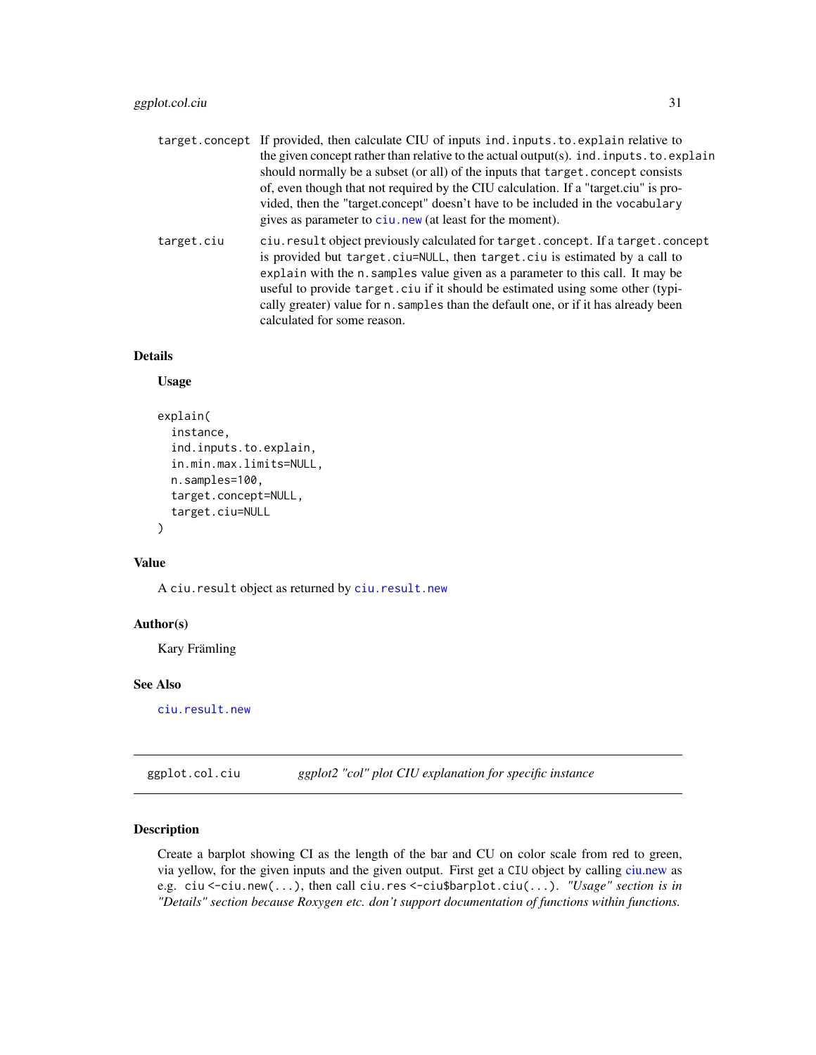| | |
|---|---|
| `target.concept` | If provided, then calculate CIU of inputs `ind.inputs.to.explain` relative to the given concept rather than relative to the actual output(s). `ind.inputs.to.explain` should normally be a subset (or all) of the inputs that `target.concept` consists of, even though that not required by the CIU calculation. If a "target.ciu" is provided, then the "target.concept" doesn't have to be included in the `vocabulary` gives as parameter to `ciu.new` (at least for the moment). |
| `target.ciu` | `ciu.result` object previously calculated for `target.concept`. If a `target.concept` is provided but `target.ciu=NULL`, then `target.ciu` is estimated by a call to `explain` with the `n.samples` value given as a parameter to this call. It may be useful to provide `target.ciu` if it should be estimated using some other (typically greater) value for `n.samples` than the default one, or if it has already been calculated for some reason. |

### Details

**Usage**

```
explain(
  instance,
  ind.inputs.to.explain,
  in.min.max.limits=NULL,
  n.samples=100,
  target.concept=NULL,
  target.ciu=NULL
)
```

### Value

A `ciu.result` object as returned by `ciu.result.new`

### Author(s)

Kary Främling

### See Also

`ciu.result.new`

---

## ggplot.col.ciu *ggplot2 "col" plot CIU explanation for specific instance*

### Description

Create a barplot showing CI as the length of the bar and CU on color scale from red to green, via yellow, for the given inputs and the given output. First get a `CIU` object by calling ciu.new as e.g. `ciu <-ciu.new(...)`, then call `ciu.res <-ciu$barplot.ciu(...)`. *"Usage" section is in "Details" section because Roxygen etc. don't support documentation of functions within functions.*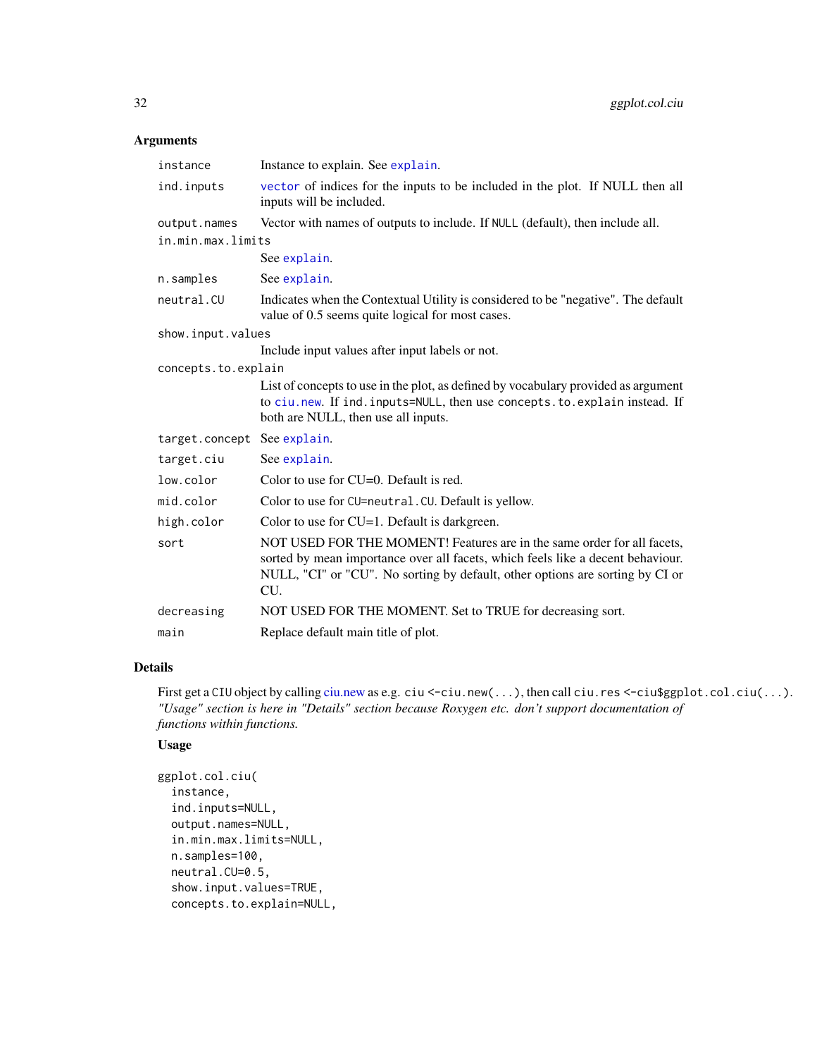### Arguments

| | |
|---|---|
| `instance` | Instance to explain. See `explain`. |
| `ind.inputs` | `vector` of indices for the inputs to be included in the plot. If NULL then all inputs will be included. |
| `output.names` | Vector with names of outputs to include. If `NULL` (default), then include all. |
| `in.min.max.limits` | See `explain`. |
| `n.samples` | See `explain`. |
| `neutral.CU` | Indicates when the Contextual Utility is considered to be "negative". The default value of 0.5 seems quite logical for most cases. |
| `show.input.values` | Include input values after input labels or not. |
| `concepts.to.explain` | List of concepts to use in the plot, as defined by vocabulary provided as argument to `ciu.new`. If `ind.inputs=NULL`, then use `concepts.to.explain` instead. If both are NULL, then use all inputs. |
| `target.concept` | See `explain`. |
| `target.ciu` | See `explain`. |
| `low.color` | Color to use for CU=0. Default is red. |
| `mid.color` | Color to use for `CU=neutral.CU`. Default is yellow. |
| `high.color` | Color to use for CU=1. Default is darkgreen. |
| `sort` | NOT USED FOR THE MOMENT! Features are in the same order for all facets, sorted by mean importance over all facets, which feels like a decent behaviour. NULL, "CI" or "CU". No sorting by default, other options are sorting by CI or CU. |
| `decreasing` | NOT USED FOR THE MOMENT. Set to TRUE for decreasing sort. |
| `main` | Replace default main title of plot. |

### Details

First get a `CIU` object by calling ciu.new as e.g. `ciu <-ciu.new(...)`, then call `ciu.res <-ciu$ggplot.col.ciu(...)`. *"Usage" section is here in "Details" section because Roxygen etc. don't support documentation of functions within functions.*

#### Usage

```
ggplot.col.ciu(
  instance,
  ind.inputs=NULL,
  output.names=NULL,
  in.min.max.limits=NULL,
  n.samples=100,
  neutral.CU=0.5,
  show.input.values=TRUE,
  concepts.to.explain=NULL,
```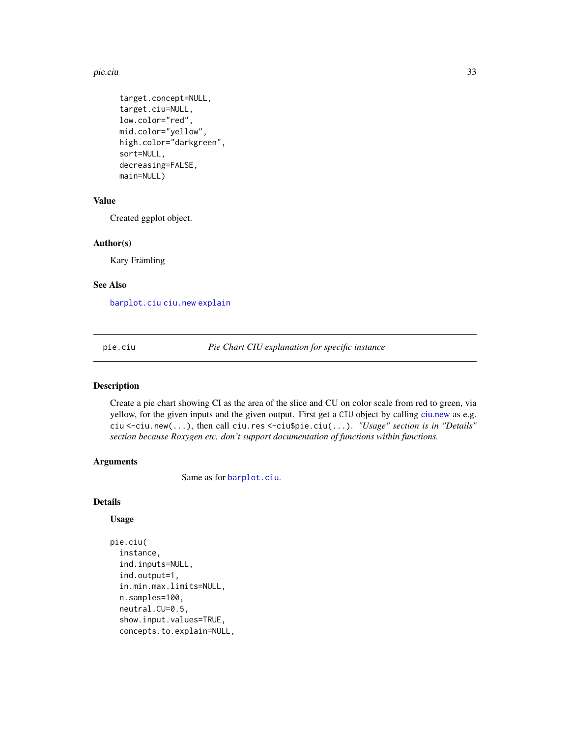```
  target.concept=NULL,
  target.ciu=NULL,
  low.color="red",
  mid.color="yellow",
  high.color="darkgreen",
  sort=NULL,
  decreasing=FALSE,
  main=NULL)
```

### Value

Created ggplot object.

### Author(s)

Kary Främling

### See Also

barplot.ciu ciu.new explain

---

## pie.ciu — *Pie Chart CIU explanation for specific instance*

---

### Description

Create a pie chart showing CI as the area of the slice and CU on color scale from red to green, via yellow, for the given inputs and the given output. First get a CIU object by calling ciu.new as e.g. `ciu <-ciu.new(...)`, then call `ciu.res <-ciu$pie.ciu(...)`. *"Usage" section is in "Details" section because Roxygen etc. don't support documentation of functions within functions.*

### Arguments

Same as for barplot.ciu.

### Details

**Usage**

```
pie.ciu(
  instance,
  ind.inputs=NULL,
  ind.output=1,
  in.min.max.limits=NULL,
  n.samples=100,
  neutral.CU=0.5,
  show.input.values=TRUE,
  concepts.to.explain=NULL,
```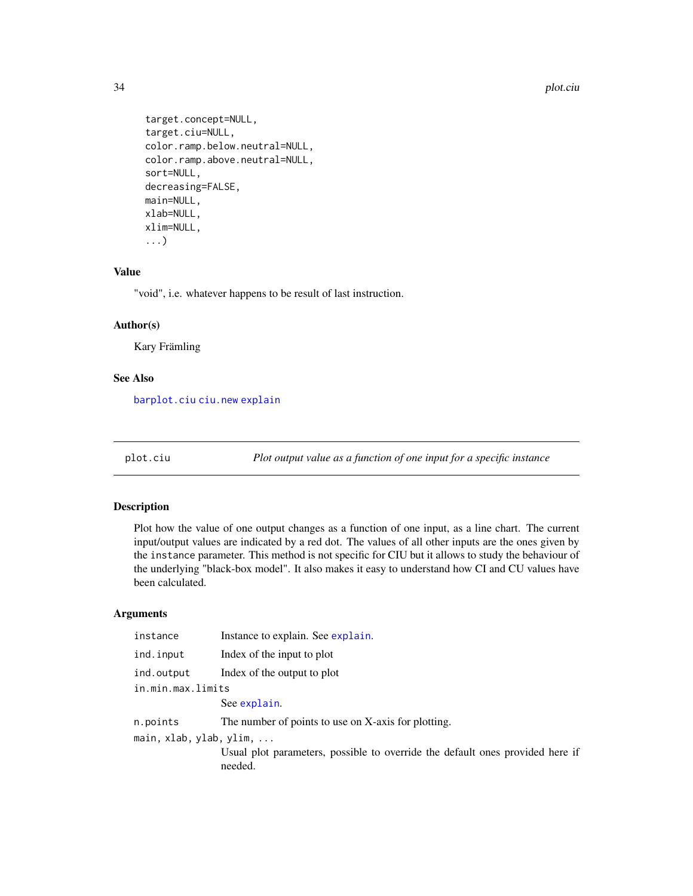```
    target.concept=NULL,
    target.ciu=NULL,
    color.ramp.below.neutral=NULL,
    color.ramp.above.neutral=NULL,
    sort=NULL,
    decreasing=FALSE,
    main=NULL,
    xlab=NULL,
    xlim=NULL,
    ...)
```

### Value

"void", i.e. whatever happens to be result of last instruction.

### Author(s)

Kary Främling

### See Also

barplot.ciu ciu.new explain

---

## plot.ciu — *Plot output value as a function of one input for a specific instance*

### Description

Plot how the value of one output changes as a function of one input, as a line chart. The current input/output values are indicated by a red dot. The values of all other inputs are the ones given by the instance parameter. This method is not specific for CIU but it allows to study the behaviour of the underlying "black-box model". It also makes it easy to understand how CI and CU values have been calculated.

### Arguments

| | |
|---|---|
| instance | Instance to explain. See explain. |
| ind.input | Index of the input to plot |
| ind.output | Index of the output to plot |
| in.min.max.limits | See explain. |
| n.points | The number of points to use on X-axis for plotting. |
| main, xlab, ylab, ylim, ... | Usual plot parameters, possible to override the default ones provided here if needed. |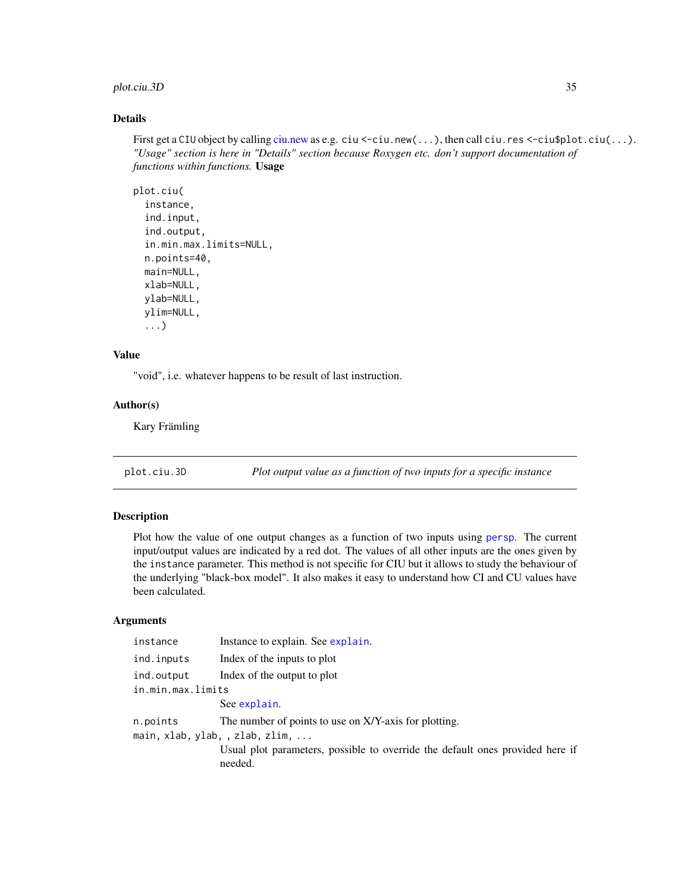### Details

First get a CIU object by calling ciu.new as e.g. ciu <-ciu.new(...), then call ciu.res <-ciu$plot.ciu(...). *"Usage" section is here in "Details" section because Roxygen etc. don't support documentation of functions within functions.* **Usage**

```
plot.ciu(
  instance,
  ind.input,
  ind.output,
  in.min.max.limits=NULL,
  n.points=40,
  main=NULL,
  xlab=NULL,
  ylab=NULL,
  ylim=NULL,
  ...)
```

### Value

"void", i.e. whatever happens to be result of last instruction.

### Author(s)

Kary Främling

---

## plot.ciu.3D — *Plot output value as a function of two inputs for a specific instance*

### Description

Plot how the value of one output changes as a function of two inputs using persp. The current input/output values are indicated by a red dot. The values of all other inputs are the ones given by the instance parameter. This method is not specific for CIU but it allows to study the behaviour of the underlying "black-box model". It also makes it easy to understand how CI and CU values have been calculated.

### Arguments

| | |
|---|---|
| instance | Instance to explain. See explain. |
| ind.inputs | Index of the inputs to plot |
| ind.output | Index of the output to plot |
| in.min.max.limits | See explain. |
| n.points | The number of points to use on X/Y-axis for plotting. |
| main, xlab, ylab, , zlab, zlim, ... | Usual plot parameters, possible to override the default ones provided here if needed. |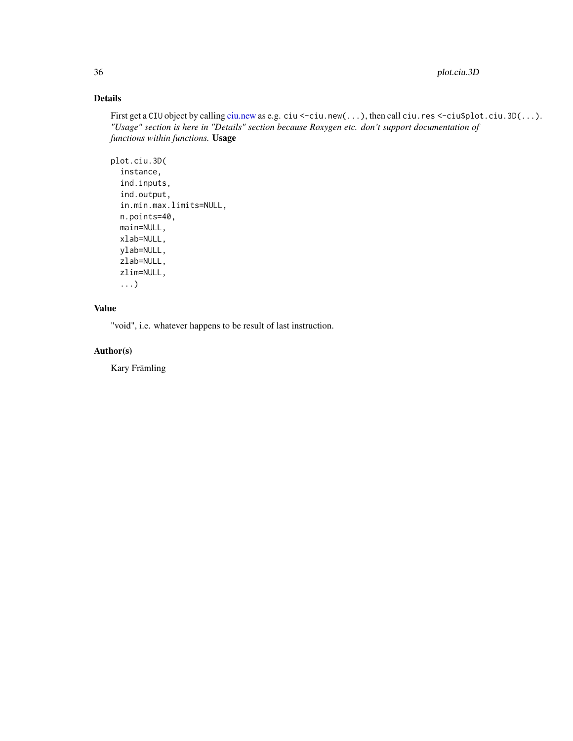## Details

First get a CIU object by calling ciu.new as e.g. `ciu <-ciu.new(...)`, then call `ciu.res <-ciu$plot.ciu.3D(...)`. *"Usage" section is here in "Details" section because Roxygen etc. don't support documentation of functions within functions.* **Usage**

```
plot.ciu.3D(
  instance,
  ind.inputs,
  ind.output,
  in.min.max.limits=NULL,
  n.points=40,
  main=NULL,
  xlab=NULL,
  ylab=NULL,
  zlab=NULL,
  zlim=NULL,
  ...)
```

## Value

"void", i.e. whatever happens to be result of last instruction.

## Author(s)

Kary Främling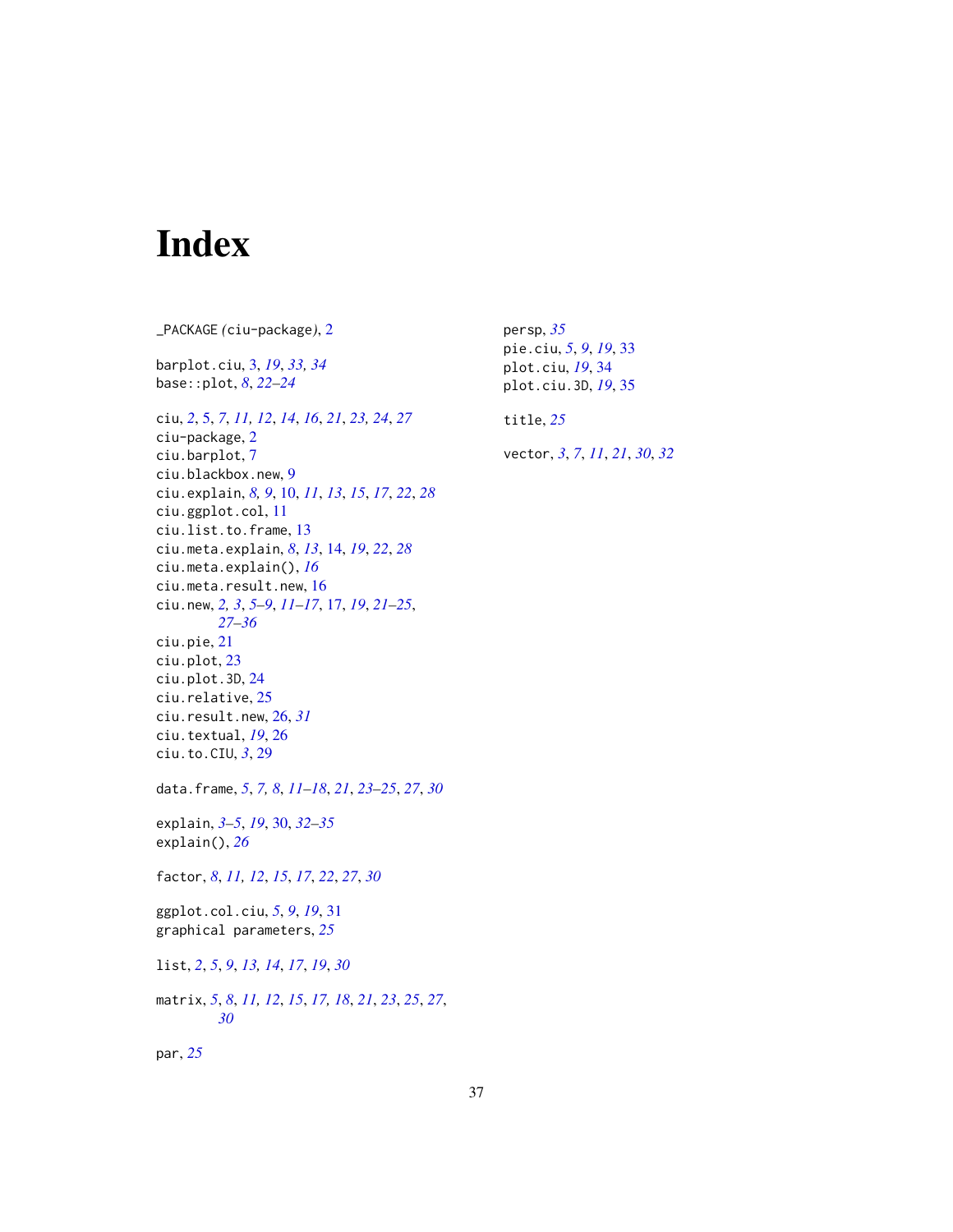# Index

_PACKAGE (ciu-package), 2

barplot.ciu, 3, *19*, *33, 34*
base::plot, *8*, *22–24*

ciu, *2*, 5, *7*, *11, 12*, *14*, *16*, *21*, *23, 24*, *27*
ciu-package, 2
ciu.barplot, 7
ciu.blackbox.new, 9
ciu.explain, *8, 9*, 10, *11*, *13*, *15*, *17*, *22*, *28*
ciu.ggplot.col, 11
ciu.list.to.frame, 13
ciu.meta.explain, *8*, *13*, 14, *19*, *22*, *28*
ciu.meta.explain(), *16*
ciu.meta.result.new, 16
ciu.new, *2, 3*, *5–9*, *11–17*, 17, *19*, *21–25*, *27–36*
ciu.pie, 21
ciu.plot, 23
ciu.plot.3D, 24
ciu.relative, 25
ciu.result.new, 26, *31*
ciu.textual, *19*, 26
ciu.to.CIU, *3*, 29

data.frame, *5*, *7, 8*, *11–18*, *21*, *23–25*, *27*, *30*

explain, *3–5*, *19*, 30, *32–35*
explain(), *26*

factor, *8*, *11, 12*, *15*, *17*, *22*, *27*, *30*

ggplot.col.ciu, *5*, *9*, *19*, 31
graphical parameters, *25*

list, *2*, *5*, *9*, *13, 14*, *17*, *19*, *30*

matrix, *5*, *8*, *11, 12*, *15*, *17, 18*, *21*, *23*, *25*, *27*, *30*

par, *25*
persp, *35*
pie.ciu, *5*, *9*, *19*, 33
plot.ciu, *19*, 34
plot.ciu.3D, *19*, 35

title, *25*

vector, *3*, *7*, *11*, *21*, *30*, *32*